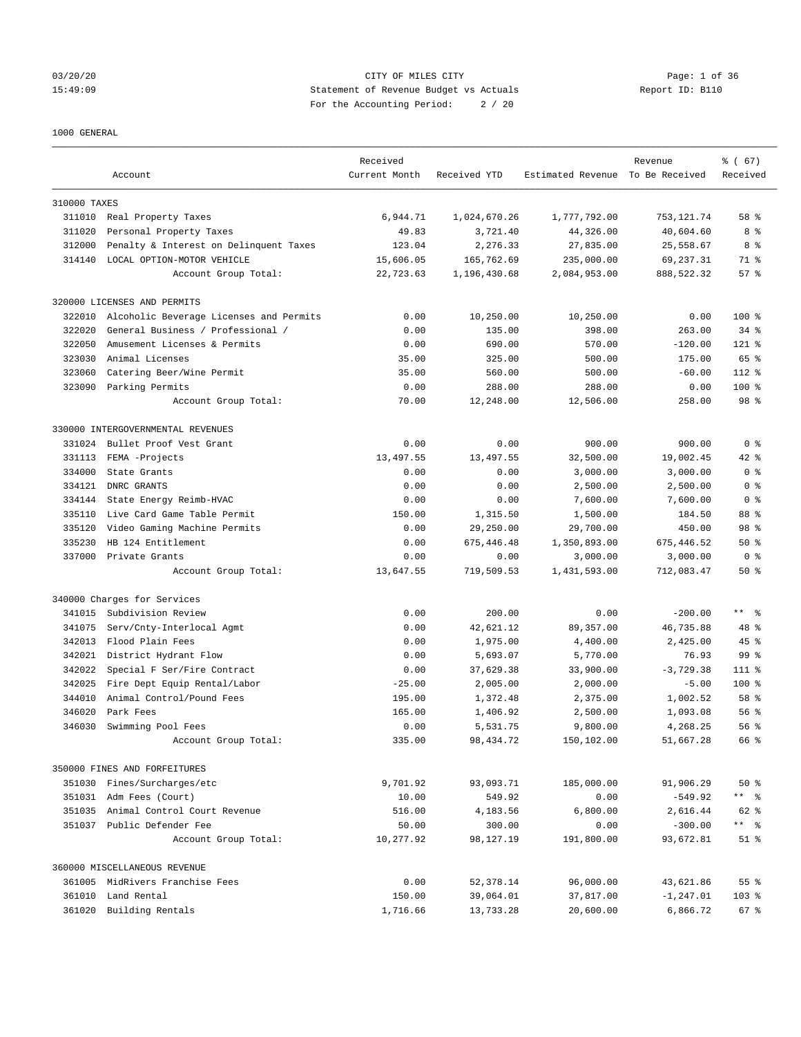03/20/20 CITY OF MILES CITY
15:49:09 Statement of Revenue Budget vs Actuals Report ID: B110
For the Accounting Period: 2 / 20

1000 GENERAL

| Account | | Received Current Month | Received YTD | Estimated Revenue | Revenue To Be Received | % ( 67) Received |
|---|---|---|---|---|---|---|
| 310000 TAXES | | | | | | |
| 311010 | Real Property Taxes | 6,944.71 | 1,024,670.26 | 1,777,792.00 | 753,121.74 | 58 % |
| 311020 | Personal Property Taxes | 49.83 | 3,721.40 | 44,326.00 | 40,604.60 | 8 % |
| 312000 | Penalty & Interest on Delinquent Taxes | 123.04 | 2,276.33 | 27,835.00 | 25,558.67 | 8 % |
| 314140 | LOCAL OPTION-MOTOR VEHICLE | 15,606.05 | 165,762.69 | 235,000.00 | 69,237.31 | 71 % |
| | Account Group Total: | 22,723.63 | 1,196,430.68 | 2,084,953.00 | 888,522.32 | 57 % |
| 320000 LICENSES AND PERMITS | | | | | | |
| 322010 | Alcoholic Beverage Licenses and Permits | 0.00 | 10,250.00 | 10,250.00 | 0.00 | 100 % |
| 322020 | General Business / Professional / | 0.00 | 135.00 | 398.00 | 263.00 | 34 % |
| 322050 | Amusement Licenses & Permits | 0.00 | 690.00 | 570.00 | -120.00 | 121 % |
| 323030 | Animal Licenses | 35.00 | 325.00 | 500.00 | 175.00 | 65 % |
| 323060 | Catering Beer/Wine Permit | 35.00 | 560.00 | 500.00 | -60.00 | 112 % |
| 323090 | Parking Permits | 0.00 | 288.00 | 288.00 | 0.00 | 100 % |
| | Account Group Total: | 70.00 | 12,248.00 | 12,506.00 | 258.00 | 98 % |
| 330000 INTERGOVERNMENTAL REVENUES | | | | | | |
| 331024 | Bullet Proof Vest Grant | 0.00 | 0.00 | 900.00 | 900.00 | 0 % |
| 331113 | FEMA -Projects | 13,497.55 | 13,497.55 | 32,500.00 | 19,002.45 | 42 % |
| 334000 | State Grants | 0.00 | 0.00 | 3,000.00 | 3,000.00 | 0 % |
| 334121 | DNRC GRANTS | 0.00 | 0.00 | 2,500.00 | 2,500.00 | 0 % |
| 334144 | State Energy Reimb-HVAC | 0.00 | 0.00 | 7,600.00 | 7,600.00 | 0 % |
| 335110 | Live Card Game Table Permit | 150.00 | 1,315.50 | 1,500.00 | 184.50 | 88 % |
| 335120 | Video Gaming Machine Permits | 0.00 | 29,250.00 | 29,700.00 | 450.00 | 98 % |
| 335230 | HB 124 Entitlement | 0.00 | 675,446.48 | 1,350,893.00 | 675,446.52 | 50 % |
| 337000 | Private Grants | 0.00 | 0.00 | 3,000.00 | 3,000.00 | 0 % |
| | Account Group Total: | 13,647.55 | 719,509.53 | 1,431,593.00 | 712,083.47 | 50 % |
| 340000 Charges for Services | | | | | | |
| 341015 | Subdivision Review | 0.00 | 200.00 | 0.00 | -200.00 | ** % |
| 341075 | Serv/Cnty-Interlocal Agmt | 0.00 | 42,621.12 | 89,357.00 | 46,735.88 | 48 % |
| 342013 | Flood Plain Fees | 0.00 | 1,975.00 | 4,400.00 | 2,425.00 | 45 % |
| 342021 | District Hydrant Flow | 0.00 | 5,693.07 | 5,770.00 | 76.93 | 99 % |
| 342022 | Special F Ser/Fire Contract | 0.00 | 37,629.38 | 33,900.00 | -3,729.38 | 111 % |
| 342025 | Fire Dept Equip Rental/Labor | -25.00 | 2,005.00 | 2,000.00 | -5.00 | 100 % |
| 344010 | Animal Control/Pound Fees | 195.00 | 1,372.48 | 2,375.00 | 1,002.52 | 58 % |
| 346020 | Park Fees | 165.00 | 1,406.92 | 2,500.00 | 1,093.08 | 56 % |
| 346030 | Swimming Pool Fees | 0.00 | 5,531.75 | 9,800.00 | 4,268.25 | 56 % |
| | Account Group Total: | 335.00 | 98,434.72 | 150,102.00 | 51,667.28 | 66 % |
| 350000 FINES AND FORFEITURES | | | | | | |
| 351030 | Fines/Surcharges/etc | 9,701.92 | 93,093.71 | 185,000.00 | 91,906.29 | 50 % |
| 351031 | Adm Fees (Court) | 10.00 | 549.92 | 0.00 | -549.92 | ** % |
| 351035 | Animal Control Court Revenue | 516.00 | 4,183.56 | 6,800.00 | 2,616.44 | 62 % |
| 351037 | Public Defender Fee | 50.00 | 300.00 | 0.00 | -300.00 | ** % |
| | Account Group Total: | 10,277.92 | 98,127.19 | 191,800.00 | 93,672.81 | 51 % |
| 360000 MISCELLANEOUS REVENUE | | | | | | |
| 361005 | MidRivers Franchise Fees | 0.00 | 52,378.14 | 96,000.00 | 43,621.86 | 55 % |
| 361010 | Land Rental | 150.00 | 39,064.01 | 37,817.00 | -1,247.01 | 103 % |
| 361020 | Building Rentals | 1,716.66 | 13,733.28 | 20,600.00 | 6,866.72 | 67 % |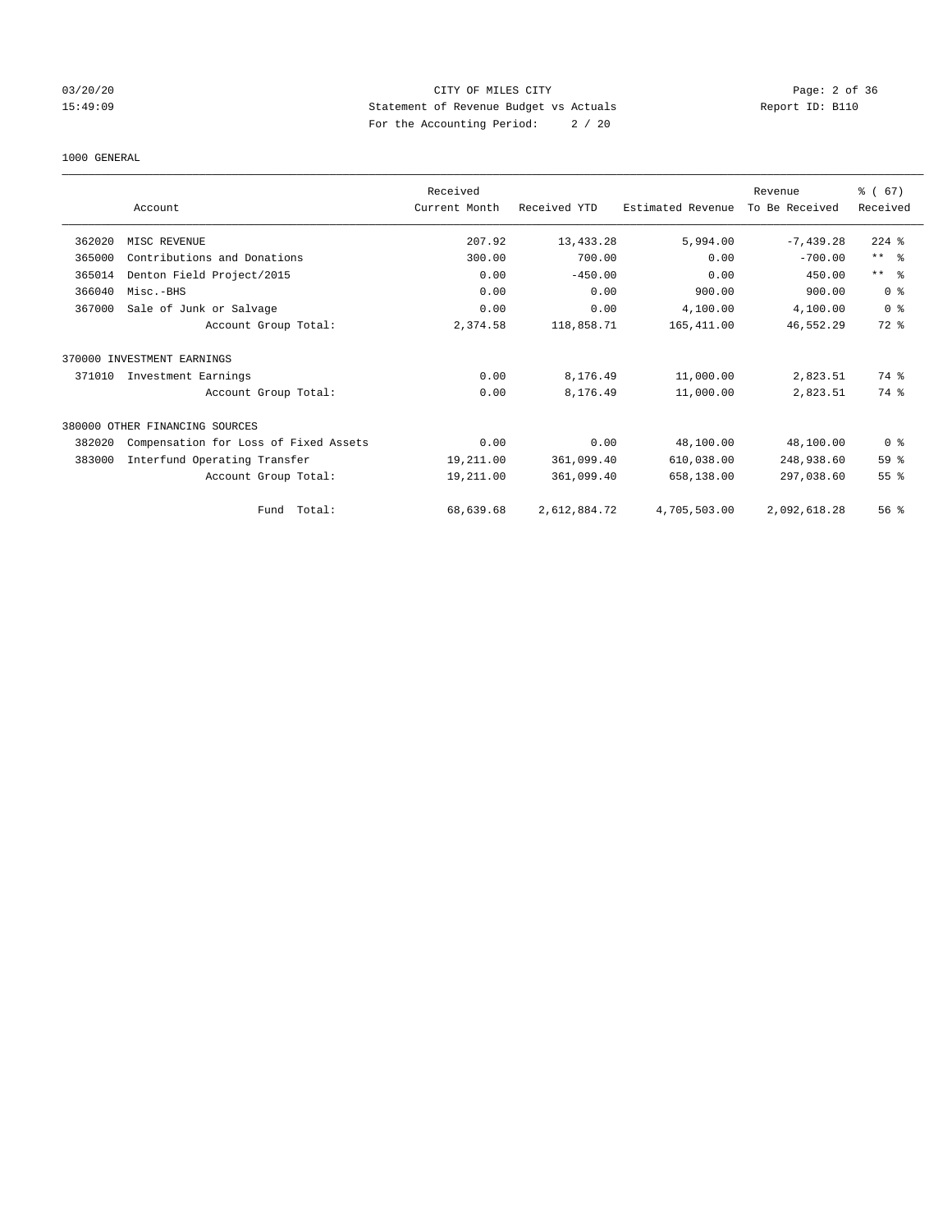03/20/20 CITY OF MILES CITY
15:49:09 Statement of Revenue Budget vs Actuals Report ID: B110
For the Accounting Period: 2 / 20

1000 GENERAL

| | Account | Received Current Month | Received YTD | Estimated Revenue | Revenue To Be Received | % ( 67) Received |
|---|---|---|---|---|---|---|
| 362020 | MISC REVENUE | 207.92 | 13,433.28 | 5,994.00 | -7,439.28 | 224 % |
| 365000 | Contributions and Donations | 300.00 | 700.00 | 0.00 | -700.00 | ** % |
| 365014 | Denton Field Project/2015 | 0.00 | -450.00 | 0.00 | 450.00 | ** % |
| 366040 | Misc.-BHS | 0.00 | 0.00 | 900.00 | 900.00 | 0 % |
| 367000 | Sale of Junk or Salvage | 0.00 | 0.00 | 4,100.00 | 4,100.00 | 0 % |
| | Account Group Total: | 2,374.58 | 118,858.71 | 165,411.00 | 46,552.29 | 72 % |
| 370000 INVESTMENT EARNINGS | | | | | | |
| 371010 | Investment Earnings | 0.00 | 8,176.49 | 11,000.00 | 2,823.51 | 74 % |
| | Account Group Total: | 0.00 | 8,176.49 | 11,000.00 | 2,823.51 | 74 % |
| 380000 OTHER FINANCING SOURCES | | | | | | |
| 382020 | Compensation for Loss of Fixed Assets | 0.00 | 0.00 | 48,100.00 | 48,100.00 | 0 % |
| 383000 | Interfund Operating Transfer | 19,211.00 | 361,099.40 | 610,038.00 | 248,938.60 | 59 % |
| | Account Group Total: | 19,211.00 | 361,099.40 | 658,138.00 | 297,038.60 | 55 % |
| | Fund Total: | 68,639.68 | 2,612,884.72 | 4,705,503.00 | 2,092,618.28 | 56 % |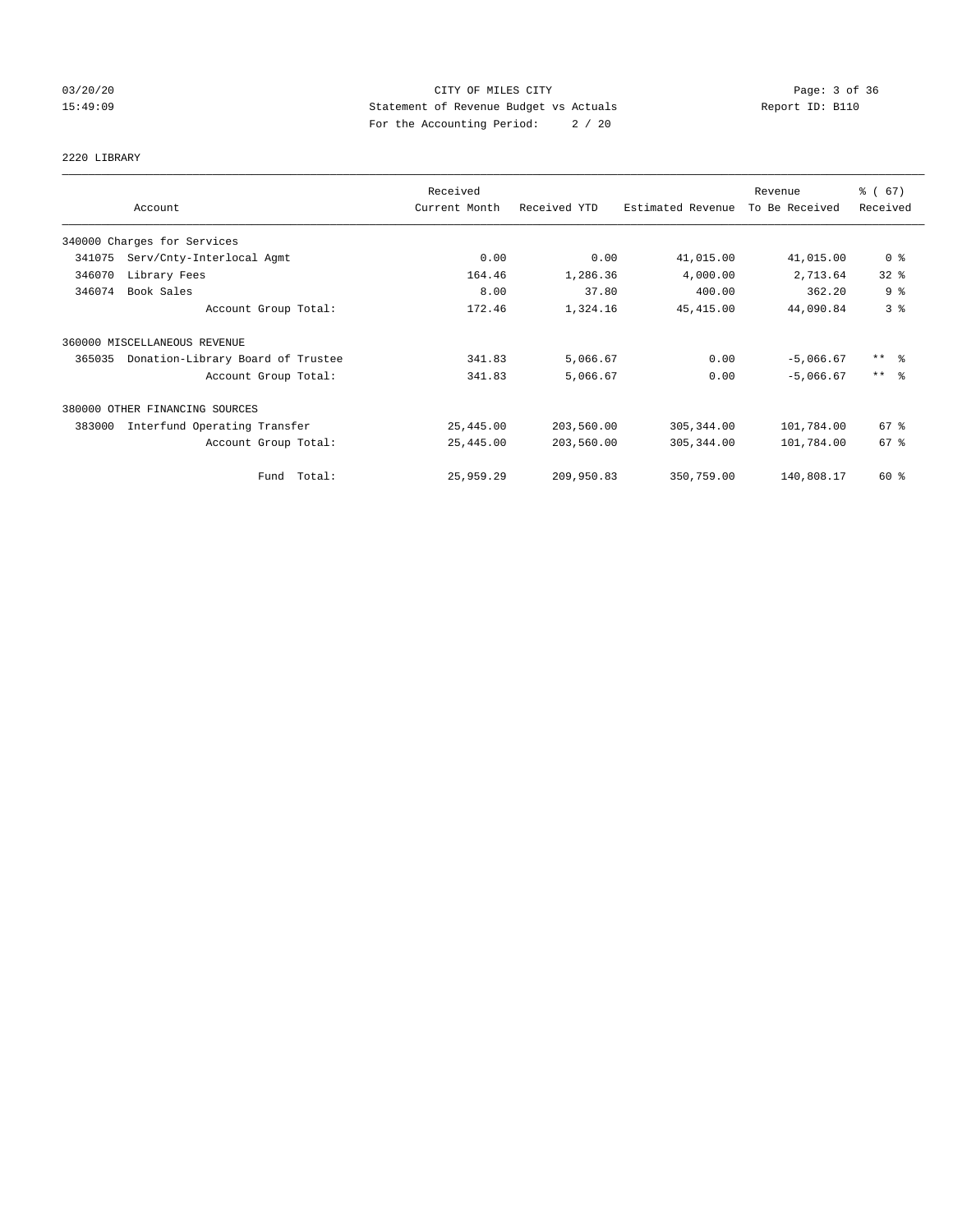CITY OF MILES CITY
Statement of Revenue Budget vs Actuals
For the Accounting Period: 2 / 20

03/20/20
15:49:09

Report ID: B110

2220 LIBRARY

| Account | Received Current Month | Received YTD | Estimated Revenue | Revenue To Be Received | % ( 67) Received |
|---|---|---|---|---|---|
| 340000 Charges for Services | | | | | |
| 341075 Serv/Cnty-Interlocal Agmt | 0.00 | 0.00 | 41,015.00 | 41,015.00 | 0 % |
| 346070 Library Fees | 164.46 | 1,286.36 | 4,000.00 | 2,713.64 | 32 % |
| 346074 Book Sales | 8.00 | 37.80 | 400.00 | 362.20 | 9 % |
| Account Group Total: | 172.46 | 1,324.16 | 45,415.00 | 44,090.84 | 3 % |
| 360000 MISCELLANEOUS REVENUE | | | | | |
| 365035 Donation-Library Board of Trustee | 341.83 | 5,066.67 | 0.00 | -5,066.67 | ** % |
| Account Group Total: | 341.83 | 5,066.67 | 0.00 | -5,066.67 | ** % |
| 380000 OTHER FINANCING SOURCES | | | | | |
| 383000 Interfund Operating Transfer | 25,445.00 | 203,560.00 | 305,344.00 | 101,784.00 | 67 % |
| Account Group Total: | 25,445.00 | 203,560.00 | 305,344.00 | 101,784.00 | 67 % |
| Fund Total: | 25,959.29 | 209,950.83 | 350,759.00 | 140,808.17 | 60 % |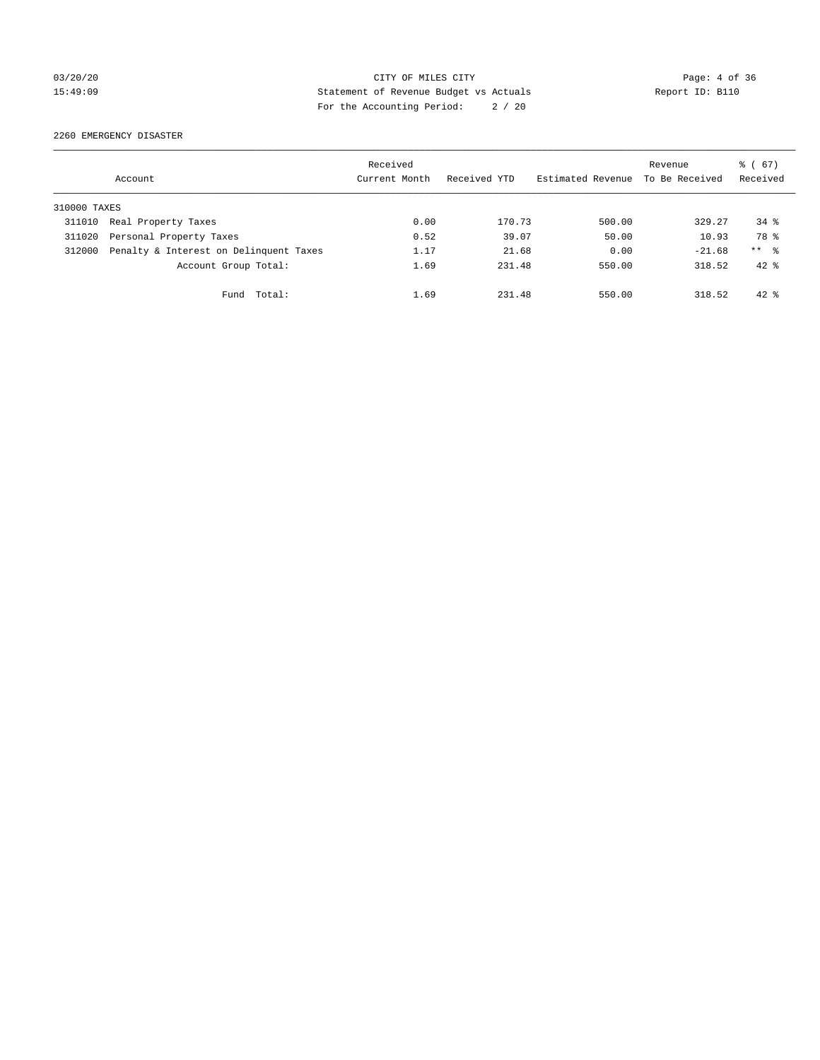CITY OF MILES CITY
Statement of Revenue Budget vs Actuals
For the Accounting Period: 2 / 20

03/20/20
15:49:09

Report ID: B110

2260 EMERGENCY DISASTER

| Account | | Received Current Month | Received YTD | Estimated Revenue | Revenue To Be Received | % ( 67) Received |
|---|---|---|---|---|---|---|
| 310000 TAXES | | | | | | |
| 311010 | Real Property Taxes | 0.00 | 170.73 | 500.00 | 329.27 | 34 % |
| 311020 | Personal Property Taxes | 0.52 | 39.07 | 50.00 | 10.93 | 78 % |
| 312000 | Penalty & Interest on Delinquent Taxes | 1.17 | 21.68 | 0.00 | -21.68 | ** % |
| | Account Group Total: | 1.69 | 231.48 | 550.00 | 318.52 | 42 % |
| | Fund Total: | 1.69 | 231.48 | 550.00 | 318.52 | 42 % |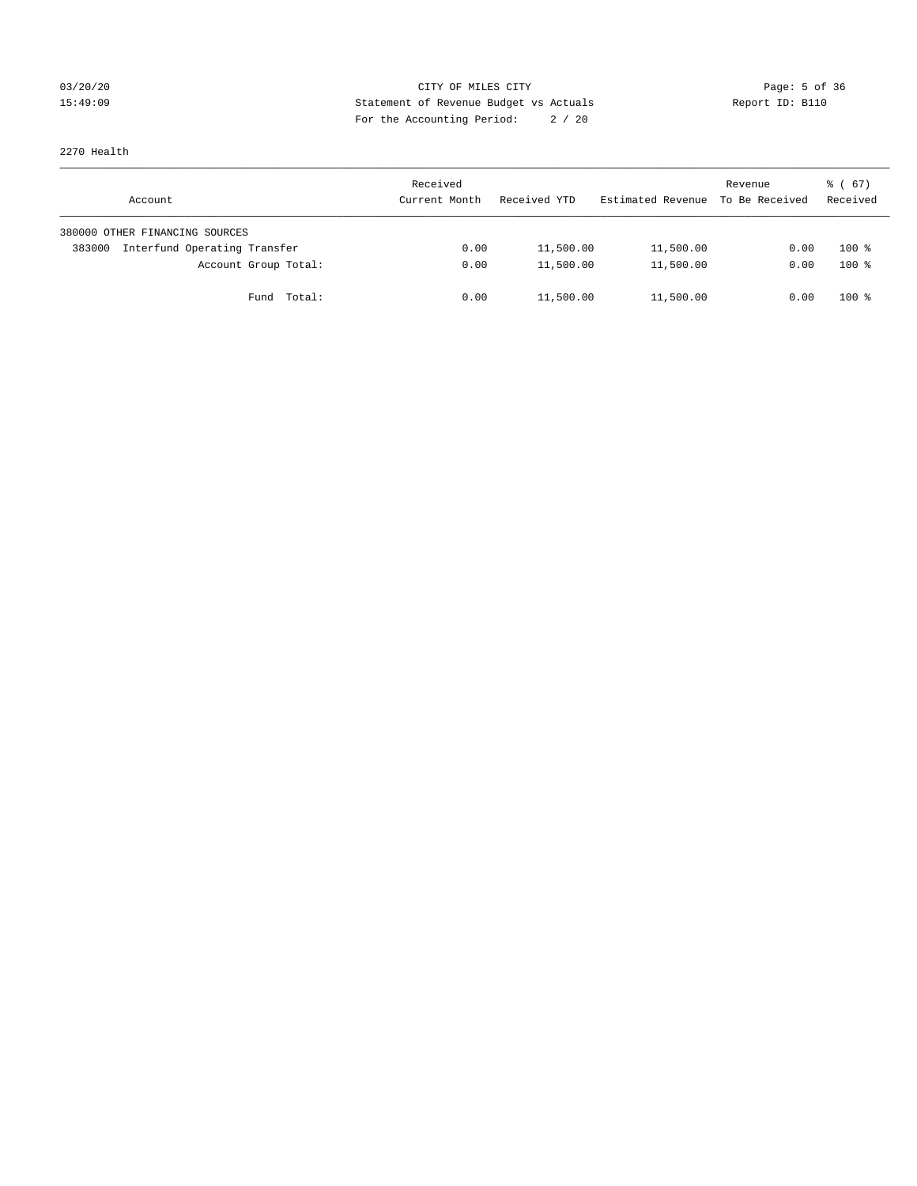CITY OF MILES CITY
Statement of Revenue Budget vs Actuals
For the Accounting Period: 2 / 20

03/20/20
15:49:09

Report ID: B110

2270 Health

| Account | Received Current Month | Received YTD | Estimated Revenue | Revenue To Be Received | % ( 67) Received |
|---|---|---|---|---|---|
| 380000 OTHER FINANCING SOURCES | | | | | |
| 383000 Interfund Operating Transfer | 0.00 | 11,500.00 | 11,500.00 | 0.00 | 100 % |
| Account Group Total: | 0.00 | 11,500.00 | 11,500.00 | 0.00 | 100 % |
| Fund Total: | 0.00 | 11,500.00 | 11,500.00 | 0.00 | 100 % |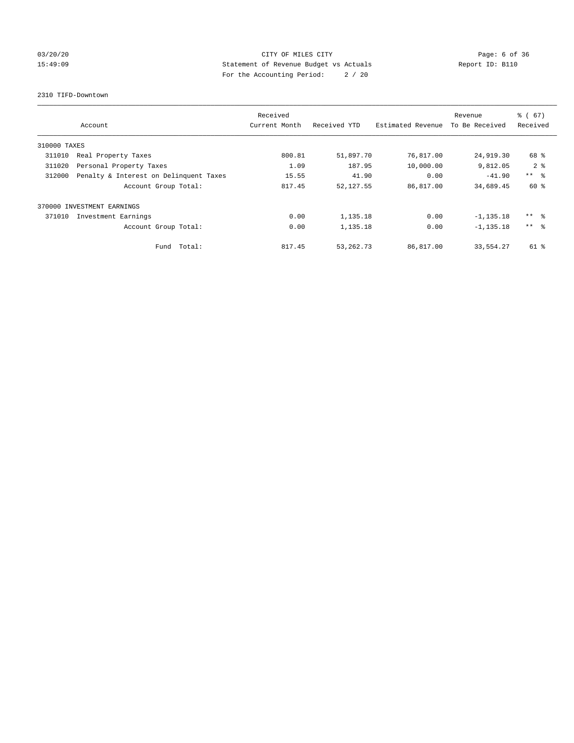CITY OF MILES CITY
Statement of Revenue Budget vs Actuals
For the Accounting Period: 2 / 20

03/20/20
15:49:09

Report ID: B110

2310 TIFD-Downtown

| Account | | Received Current Month | Received YTD | Estimated Revenue | Revenue To Be Received | % ( 67) Received |
|---|---|---|---|---|---|---|
| 310000 TAXES | | | | | | |
| 311010 | Real Property Taxes | 800.81 | 51,897.70 | 76,817.00 | 24,919.30 | 68 % |
| 311020 | Personal Property Taxes | 1.09 | 187.95 | 10,000.00 | 9,812.05 | 2 % |
| 312000 | Penalty & Interest on Delinquent Taxes | 15.55 | 41.90 | 0.00 | -41.90 | ** % |
| | Account Group Total: | 817.45 | 52,127.55 | 86,817.00 | 34,689.45 | 60 % |
| 370000 INVESTMENT EARNINGS | | | | | | |
| 371010 | Investment Earnings | 0.00 | 1,135.18 | 0.00 | -1,135.18 | ** % |
| | Account Group Total: | 0.00 | 1,135.18 | 0.00 | -1,135.18 | ** % |
| | Fund Total: | 817.45 | 53,262.73 | 86,817.00 | 33,554.27 | 61 % |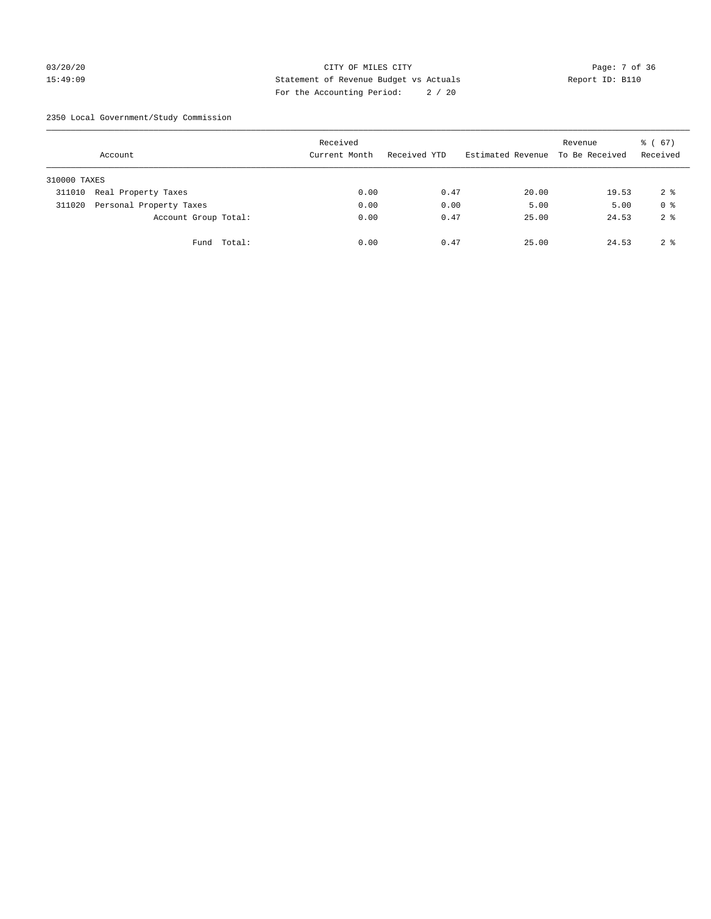CITY OF MILES CITY
Statement of Revenue Budget vs Actuals
For the Accounting Period: 2 / 20

03/20/20
15:49:09

Report ID: B110

2350 Local Government/Study Commission

| Account | Received Current Month | Received YTD | Estimated Revenue | Revenue To Be Received | % ( 67) Received |
|---|---|---|---|---|---|
| 310000 TAXES | | | | | |
| 311010 Real Property Taxes | 0.00 | 0.47 | 20.00 | 19.53 | 2 % |
| 311020 Personal Property Taxes | 0.00 | 0.00 | 5.00 | 5.00 | 0 % |
| Account Group Total: | 0.00 | 0.47 | 25.00 | 24.53 | 2 % |
| Fund Total: | 0.00 | 0.47 | 25.00 | 24.53 | 2 % |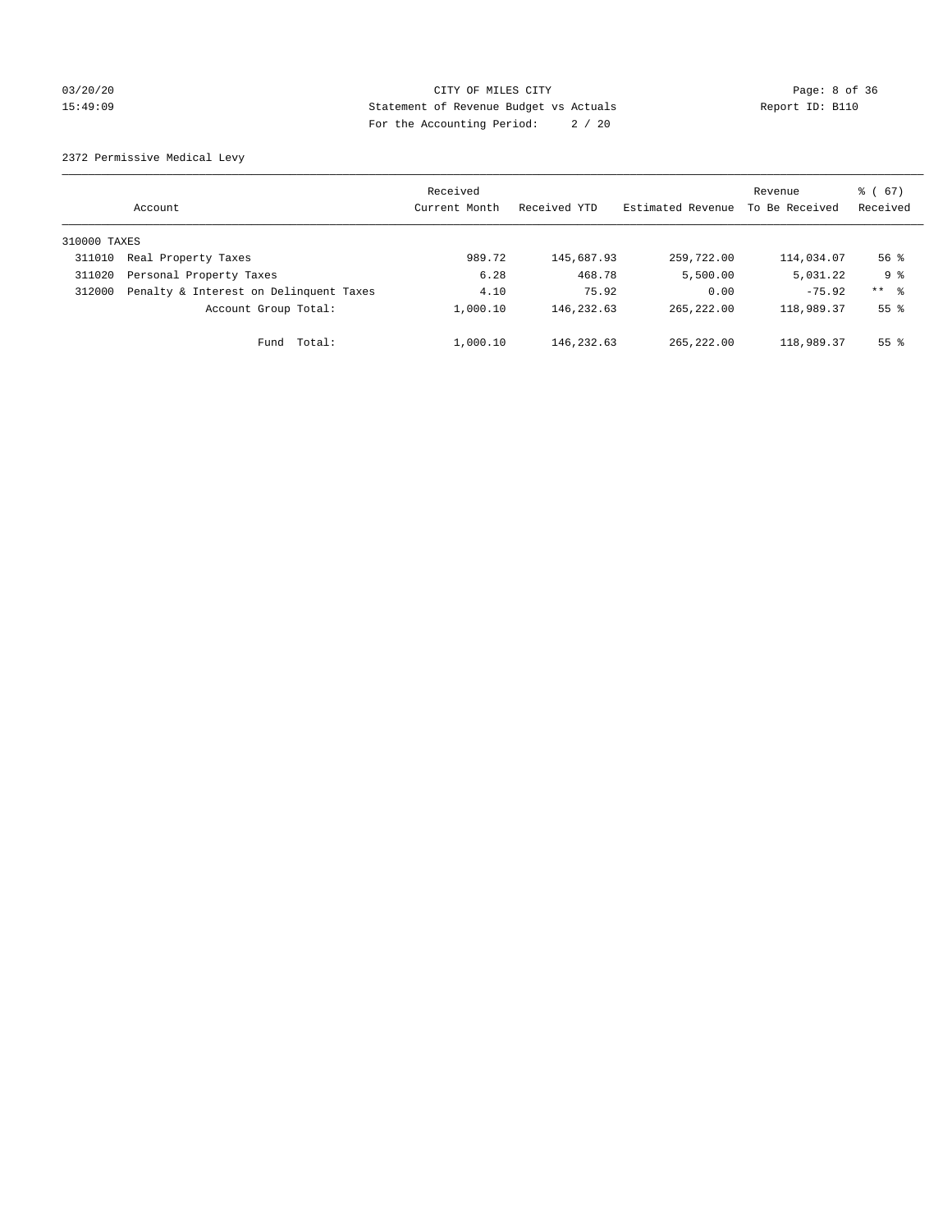CITY OF MILES CITY
Statement of Revenue Budget vs Actuals
For the Accounting Period: 2 / 20

03/20/20
15:49:09

Report ID: B110

2372 Permissive Medical Levy

| Account | | Received Current Month | Received YTD | Estimated Revenue | Revenue To Be Received | % ( 67) Received |
|---|---|---|---|---|---|---|
| 310000 TAXES | | | | | | |
| 311010 | Real Property Taxes | 989.72 | 145,687.93 | 259,722.00 | 114,034.07 | 56 % |
| 311020 | Personal Property Taxes | 6.28 | 468.78 | 5,500.00 | 5,031.22 | 9 % |
| 312000 | Penalty & Interest on Delinquent Taxes | 4.10 | 75.92 | 0.00 | -75.92 | ** % |
| | Account Group Total: | 1,000.10 | 146,232.63 | 265,222.00 | 118,989.37 | 55 % |
| | Fund Total: | 1,000.10 | 146,232.63 | 265,222.00 | 118,989.37 | 55 % |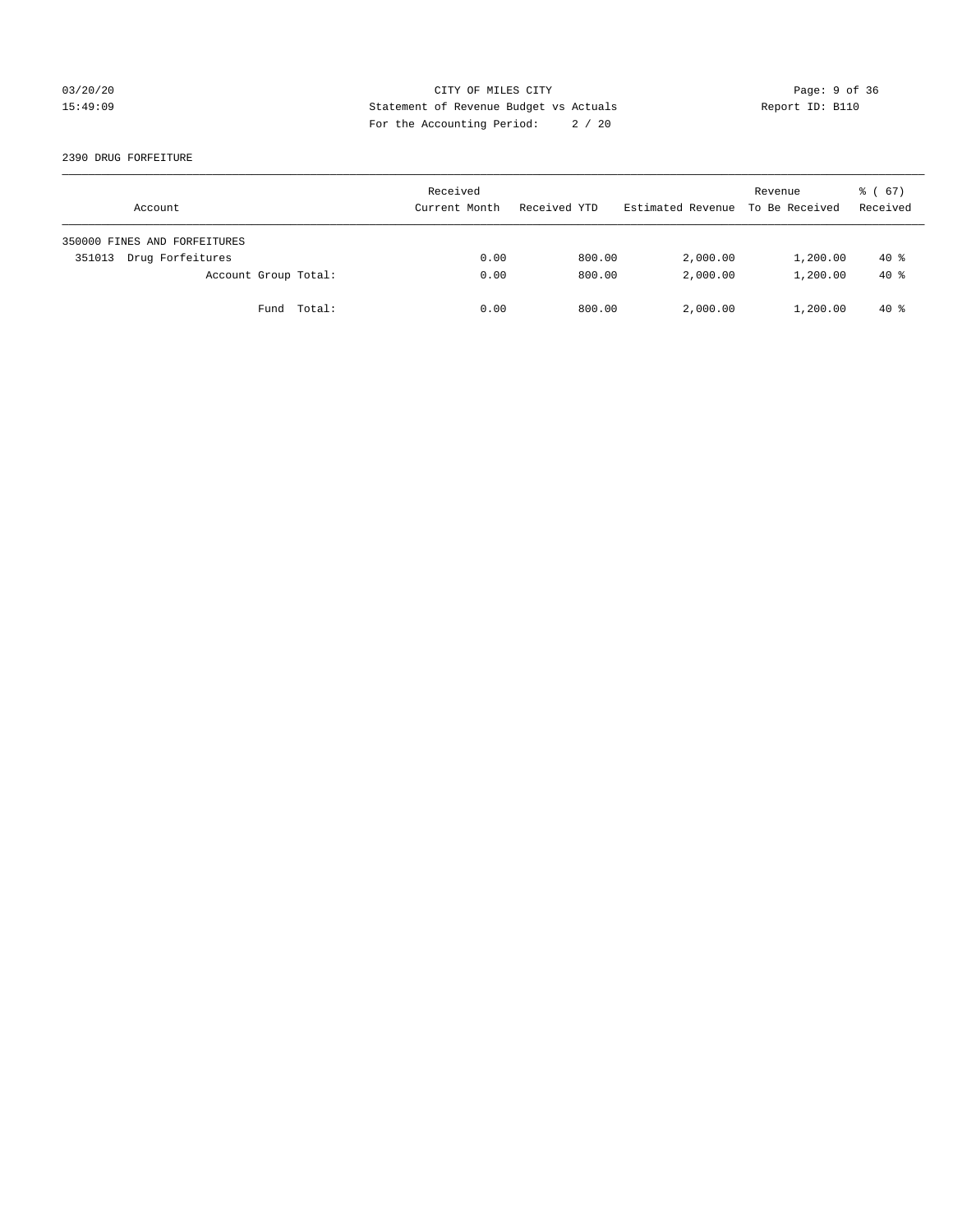CITY OF MILES CITY
Statement of Revenue Budget vs Actuals
For the Accounting Period: 2 / 20

03/20/20
15:49:09

Report ID: B110

2390 DRUG FORFEITURE

| Account | Received Current Month | Received YTD | Estimated Revenue | Revenue To Be Received | % ( 67) Received |
|---|---|---|---|---|---|
| 350000 FINES AND FORFEITURES | | | | | |
| 351013 Drug Forfeitures | 0.00 | 800.00 | 2,000.00 | 1,200.00 | 40 % |
| Account Group Total: | 0.00 | 800.00 | 2,000.00 | 1,200.00 | 40 % |
| Fund Total: | 0.00 | 800.00 | 2,000.00 | 1,200.00 | 40 % |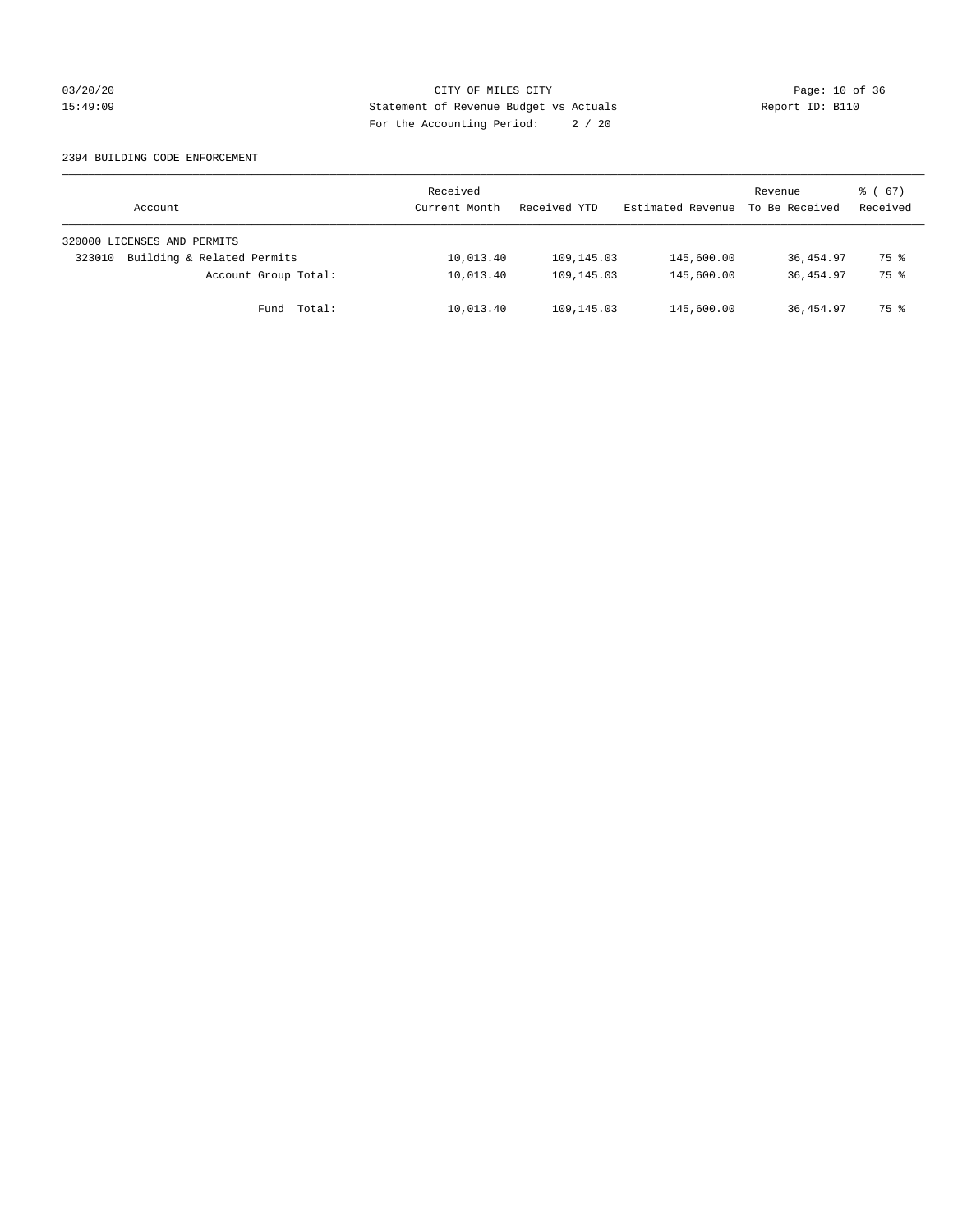CITY OF MILES CITY
Statement of Revenue Budget vs Actuals
For the Accounting Period: 2 / 20

03/20/20
15:49:09

Report ID: B110

2394 BUILDING CODE ENFORCEMENT

| Account | Received Current Month | Received YTD | Estimated Revenue | Revenue To Be Received | % ( 67) Received |
|---|---|---|---|---|---|
| 320000 LICENSES AND PERMITS | | | | | |
| 323010 Building & Related Permits | 10,013.40 | 109,145.03 | 145,600.00 | 36,454.97 | 75 % |
| Account Group Total: | 10,013.40 | 109,145.03 | 145,600.00 | 36,454.97 | 75 % |
| Fund Total: | 10,013.40 | 109,145.03 | 145,600.00 | 36,454.97 | 75 % |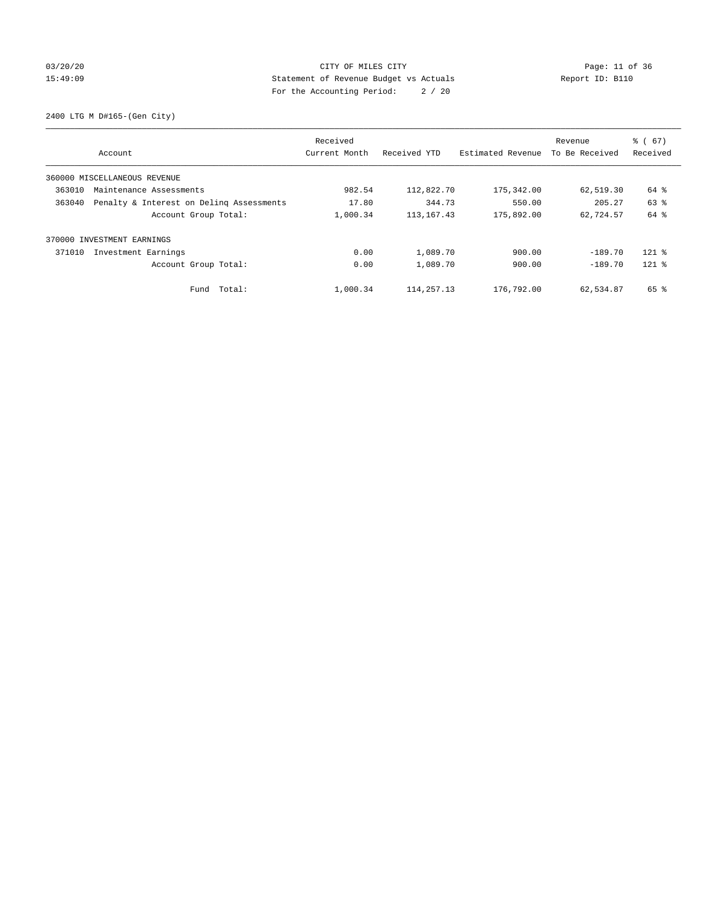CITY OF MILES CITY
Statement of Revenue Budget vs Actuals
For the Accounting Period: 2 / 20

03/20/20
15:49:09

Report ID: B110

2400 LTG M D#165-(Gen City)

| Account | | Received Current Month | Received YTD | Estimated Revenue | Revenue To Be Received | % ( 67) Received |
|---|---|---|---|---|---|---|
| 360000 MISCELLANEOUS REVENUE | | | | | | |
| 363010 | Maintenance Assessments | 982.54 | 112,822.70 | 175,342.00 | 62,519.30 | 64 % |
| 363040 | Penalty & Interest on Delinq Assessments | 17.80 | 344.73 | 550.00 | 205.27 | 63 % |
| | Account Group Total: | 1,000.34 | 113,167.43 | 175,892.00 | 62,724.57 | 64 % |
| 370000 INVESTMENT EARNINGS | | | | | | |
| 371010 | Investment Earnings | 0.00 | 1,089.70 | 900.00 | -189.70 | 121 % |
| | Account Group Total: | 0.00 | 1,089.70 | 900.00 | -189.70 | 121 % |
| | Fund Total: | 1,000.34 | 114,257.13 | 176,792.00 | 62,534.87 | 65 % |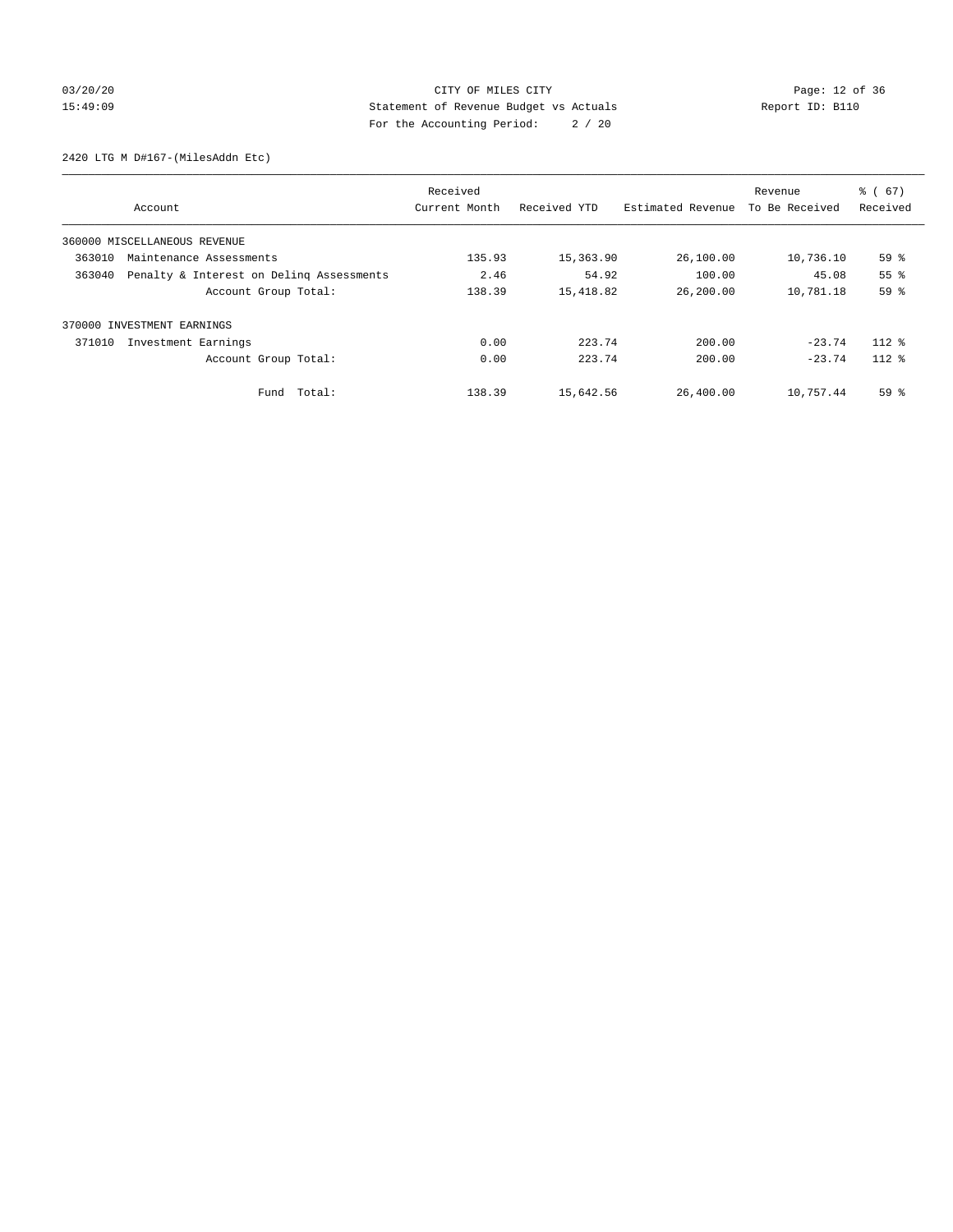CITY OF MILES CITY
Statement of Revenue Budget vs Actuals
For the Accounting Period: 2 / 20

2420 LTG M D#167-(MilesAddn Etc)

| Account | Received Current Month | Received YTD | Estimated Revenue | Revenue To Be Received | % ( 67) Received |
|---|---|---|---|---|---|
| 360000 MISCELLANEOUS REVENUE | | | | | |
| 363010 Maintenance Assessments | 135.93 | 15,363.90 | 26,100.00 | 10,736.10 | 59 % |
| 363040 Penalty & Interest on Delinq Assessments | 2.46 | 54.92 | 100.00 | 45.08 | 55 % |
| Account Group Total: | 138.39 | 15,418.82 | 26,200.00 | 10,781.18 | 59 % |
| 370000 INVESTMENT EARNINGS | | | | | |
| 371010 Investment Earnings | 0.00 | 223.74 | 200.00 | -23.74 | 112 % |
| Account Group Total: | 0.00 | 223.74 | 200.00 | -23.74 | 112 % |
| Fund Total: | 138.39 | 15,642.56 | 26,400.00 | 10,757.44 | 59 % |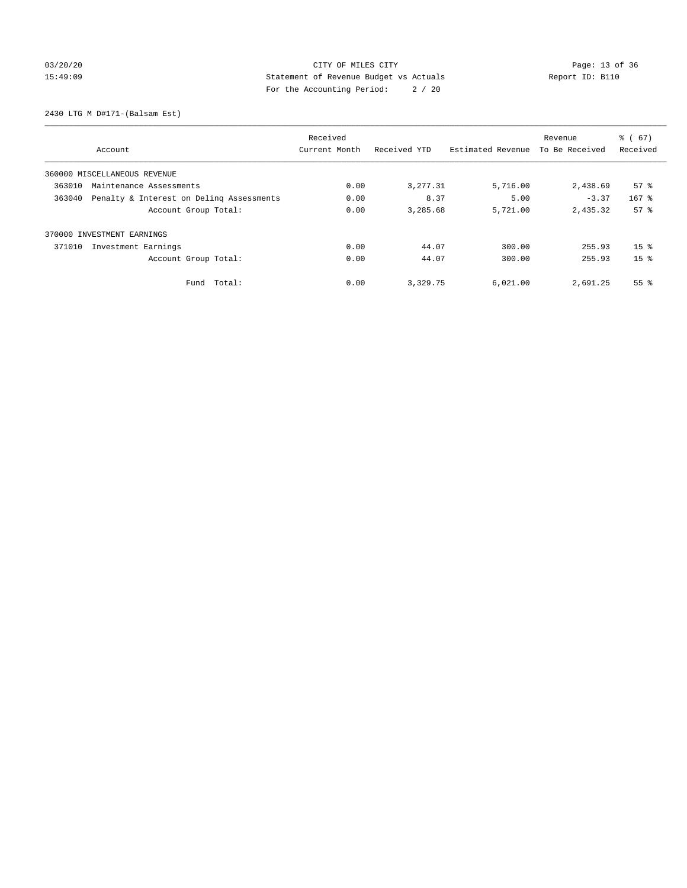CITY OF MILES CITY
Statement of Revenue Budget vs Actuals
For the Accounting Period: 2 / 20

03/20/20
15:49:09

Report ID: B110

2430 LTG M D#171-(Balsam Est)

| Account | Received Current Month | Received YTD | Estimated Revenue | Revenue To Be Received | % ( 67) Received |
|---|---|---|---|---|---|
| 360000 MISCELLANEOUS REVENUE | | | | | |
| 363010 Maintenance Assessments | 0.00 | 3,277.31 | 5,716.00 | 2,438.69 | 57 % |
| 363040 Penalty & Interest on Delinq Assessments | 0.00 | 8.37 | 5.00 | -3.37 | 167 % |
| Account Group Total: | 0.00 | 3,285.68 | 5,721.00 | 2,435.32 | 57 % |
| 370000 INVESTMENT EARNINGS | | | | | |
| 371010 Investment Earnings | 0.00 | 44.07 | 300.00 | 255.93 | 15 % |
| Account Group Total: | 0.00 | 44.07 | 300.00 | 255.93 | 15 % |
| Fund Total: | 0.00 | 3,329.75 | 6,021.00 | 2,691.25 | 55 % |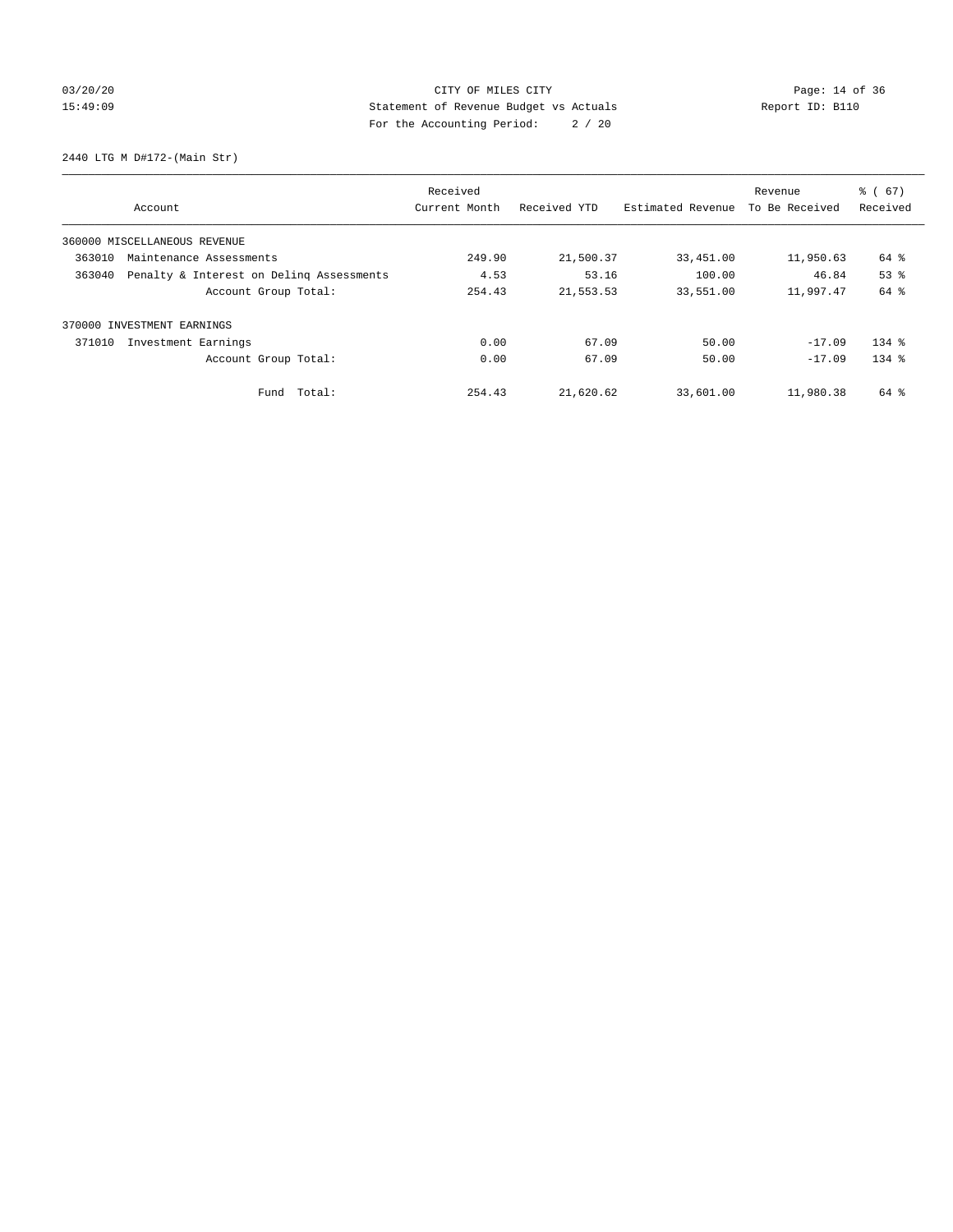CITY OF MILES CITY
Statement of Revenue Budget vs Actuals
For the Accounting Period: 2 / 20

03/20/20
15:49:09

Report ID: B110

2440 LTG M D#172-(Main Str)

| Account | | Received Current Month | Received YTD | Estimated Revenue | Revenue To Be Received | % ( 67) Received |
|---|---|---|---|---|---|---|
| 360000 MISCELLANEOUS REVENUE | | | | | | |
| 363010 | Maintenance Assessments | 249.90 | 21,500.37 | 33,451.00 | 11,950.63 | 64 % |
| 363040 | Penalty & Interest on Delinq Assessments | 4.53 | 53.16 | 100.00 | 46.84 | 53 % |
| | Account Group Total: | 254.43 | 21,553.53 | 33,551.00 | 11,997.47 | 64 % |
| 370000 INVESTMENT EARNINGS | | | | | | |
| 371010 | Investment Earnings | 0.00 | 67.09 | 50.00 | -17.09 | 134 % |
| | Account Group Total: | 0.00 | 67.09 | 50.00 | -17.09 | 134 % |
| | Fund Total: | 254.43 | 21,620.62 | 33,601.00 | 11,980.38 | 64 % |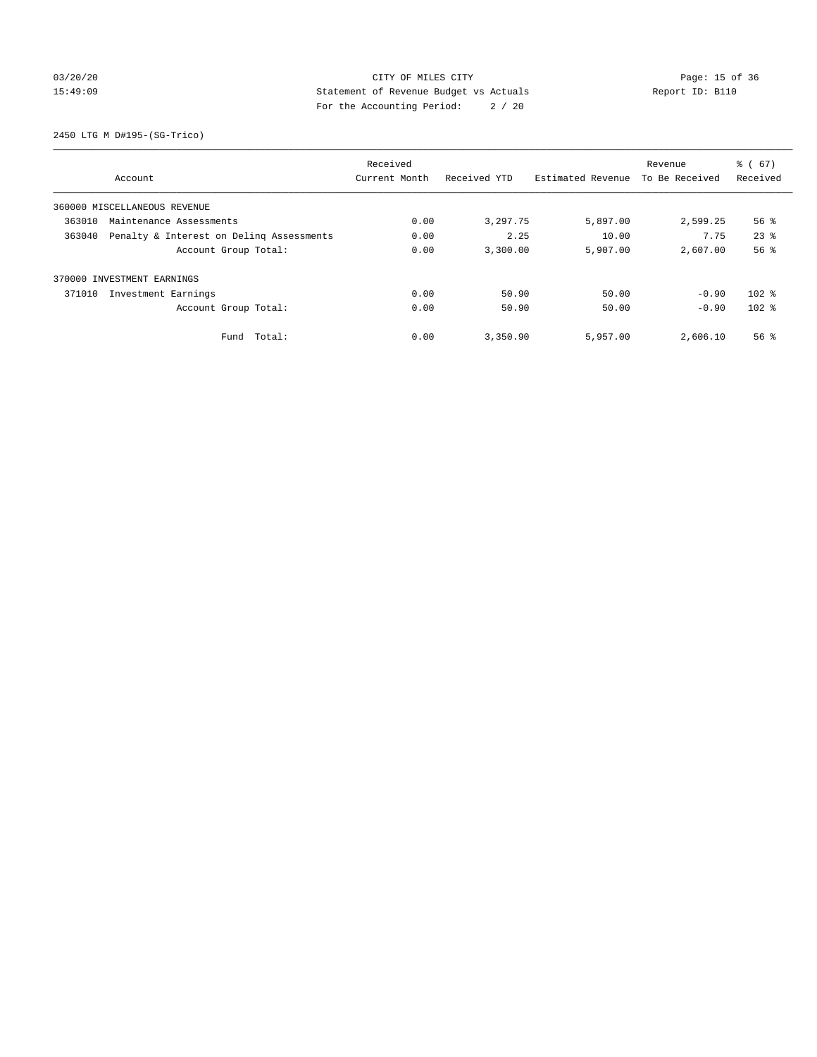CITY OF MILES CITY
Statement of Revenue Budget vs Actuals
For the Accounting Period: 2 / 20

03/20/20
15:49:09

Report ID: B110

2450 LTG M D#195-(SG-Trico)

| Account | Received Current Month | Received YTD | Estimated Revenue | Revenue To Be Received | % ( 67) Received |
|---|---|---|---|---|---|
| 360000 MISCELLANEOUS REVENUE | | | | | |
| 363010 Maintenance Assessments | 0.00 | 3,297.75 | 5,897.00 | 2,599.25 | 56 % |
| 363040 Penalty & Interest on Delinq Assessments | 0.00 | 2.25 | 10.00 | 7.75 | 23 % |
| Account Group Total: | 0.00 | 3,300.00 | 5,907.00 | 2,607.00 | 56 % |
| 370000 INVESTMENT EARNINGS | | | | | |
| 371010 Investment Earnings | 0.00 | 50.90 | 50.00 | -0.90 | 102 % |
| Account Group Total: | 0.00 | 50.90 | 50.00 | -0.90 | 102 % |
| Fund Total: | 0.00 | 3,350.90 | 5,957.00 | 2,606.10 | 56 % |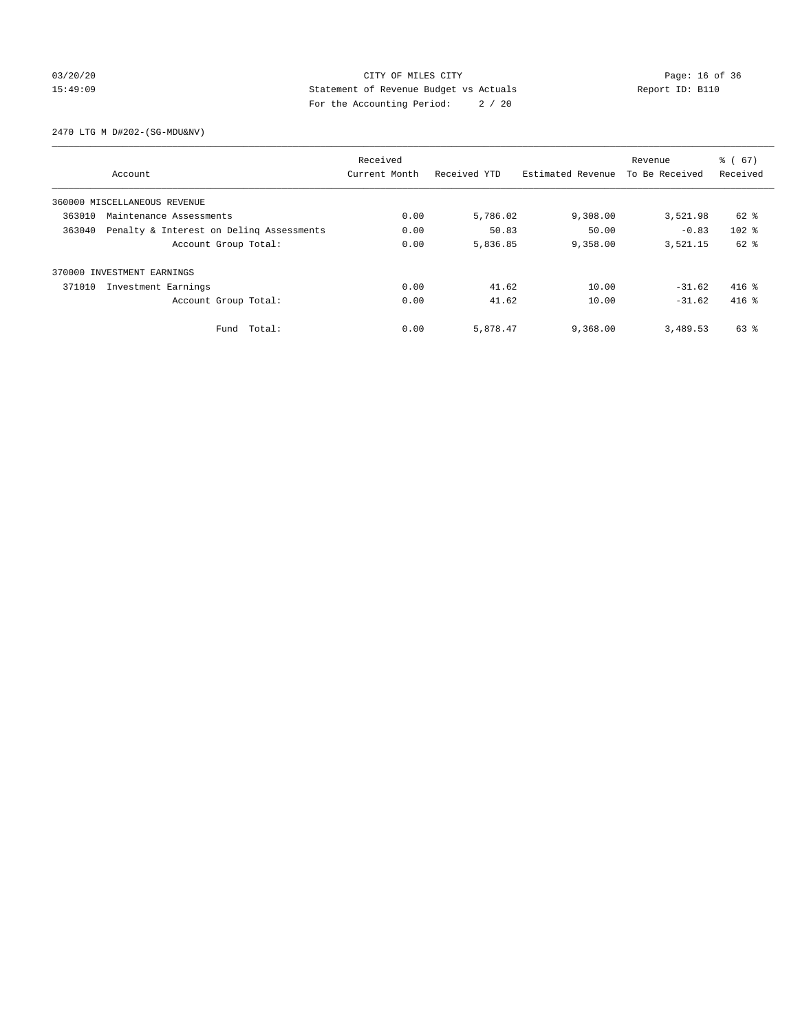CITY OF MILES CITY
Statement of Revenue Budget vs Actuals
For the Accounting Period: 2 / 20

03/20/20
15:49:09

Report ID: B110

2470 LTG M D#202-(SG-MDU&NV)

| Account | | Received Current Month | Received YTD | Estimated Revenue | Revenue To Be Received | % ( 67) Received |
|---|---|---|---|---|---|---|
| 360000 MISCELLANEOUS REVENUE | | | | | | |
| 363010 | Maintenance Assessments | 0.00 | 5,786.02 | 9,308.00 | 3,521.98 | 62 % |
| 363040 | Penalty & Interest on Delinq Assessments | 0.00 | 50.83 | 50.00 | -0.83 | 102 % |
| | Account Group Total: | 0.00 | 5,836.85 | 9,358.00 | 3,521.15 | 62 % |
| 370000 INVESTMENT EARNINGS | | | | | | |
| 371010 | Investment Earnings | 0.00 | 41.62 | 10.00 | -31.62 | 416 % |
| | Account Group Total: | 0.00 | 41.62 | 10.00 | -31.62 | 416 % |
| | Fund Total: | 0.00 | 5,878.47 | 9,368.00 | 3,489.53 | 63 % |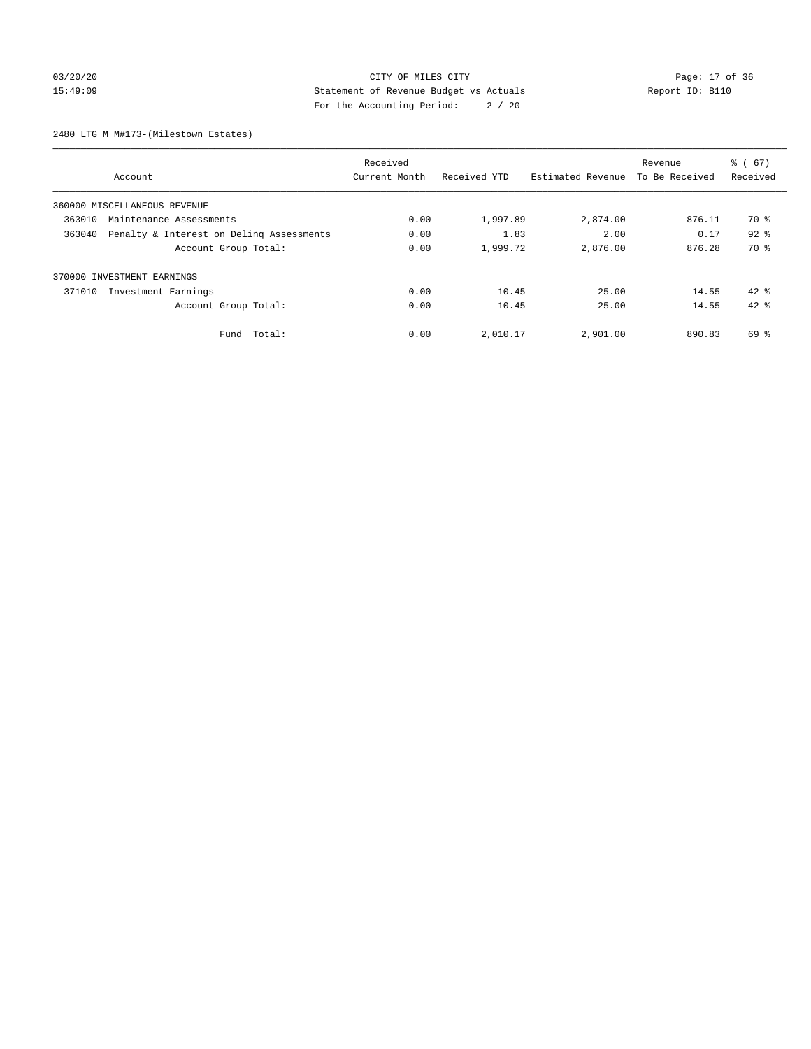CITY OF MILES CITY
Statement of Revenue Budget vs Actuals
For the Accounting Period: 2 / 20

03/20/20
15:49:09
Report ID: B110

2480 LTG M M#173-(Milestown Estates)

| Account | | Received Current Month | Received YTD | Estimated Revenue | Revenue To Be Received | % ( 67) Received |
|---|---|---|---|---|---|---|
| 360000 MISCELLANEOUS REVENUE | | | | | | |
| 363010 | Maintenance Assessments | 0.00 | 1,997.89 | 2,874.00 | 876.11 | 70 % |
| 363040 | Penalty & Interest on Delinq Assessments | 0.00 | 1.83 | 2.00 | 0.17 | 92 % |
| | Account Group Total: | 0.00 | 1,999.72 | 2,876.00 | 876.28 | 70 % |
| 370000 INVESTMENT EARNINGS | | | | | | |
| 371010 | Investment Earnings | 0.00 | 10.45 | 25.00 | 14.55 | 42 % |
| | Account Group Total: | 0.00 | 10.45 | 25.00 | 14.55 | 42 % |
| | Fund Total: | 0.00 | 2,010.17 | 2,901.00 | 890.83 | 69 % |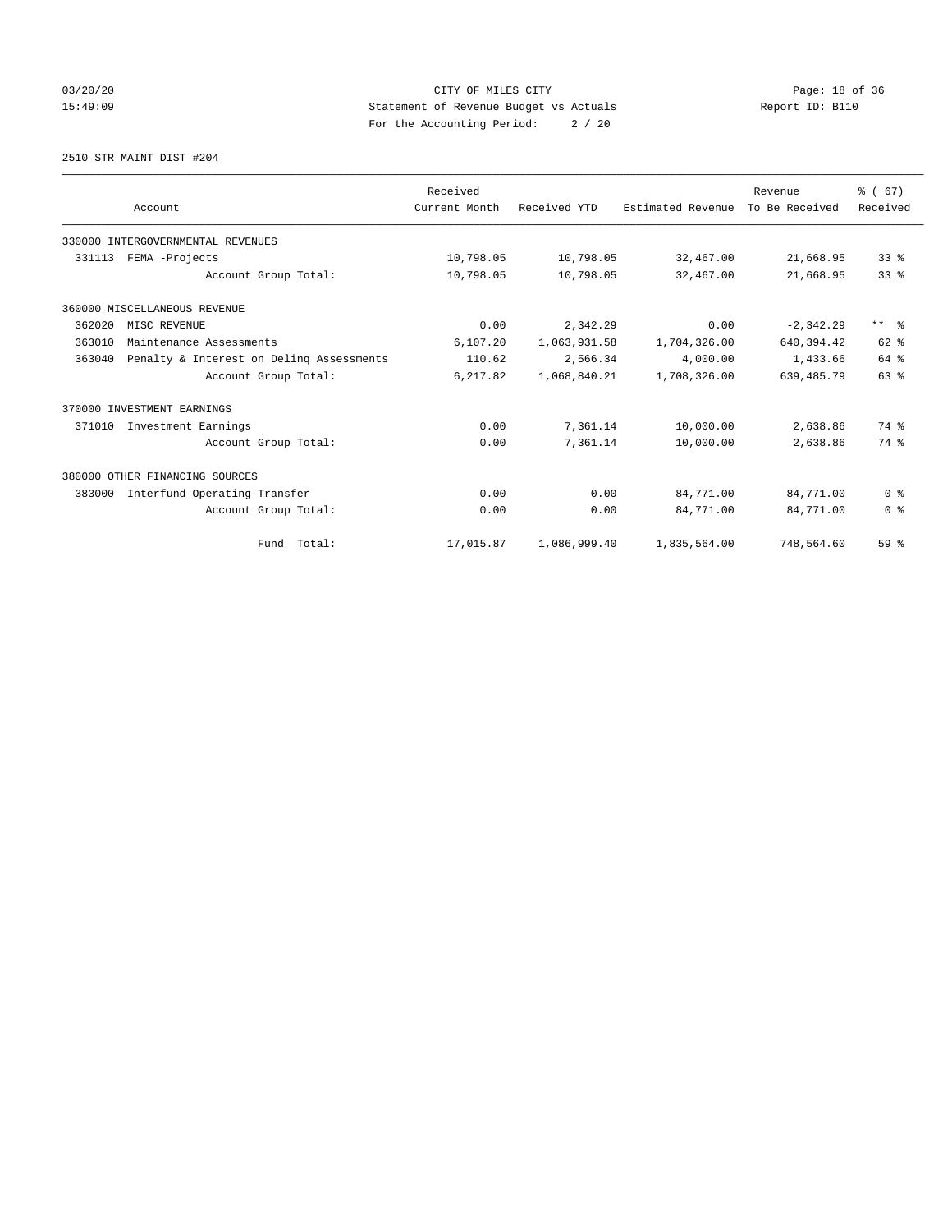CITY OF MILES CITY
Statement of Revenue Budget vs Actuals
For the Accounting Period: 2 / 20

03/20/20
15:49:09

Report ID: B110

2510 STR MAINT DIST #204

| Account | Received Current Month | Received YTD | Estimated Revenue | Revenue To Be Received | % ( 67) Received |
|---|---|---|---|---|---|
| 330000 INTERGOVERNMENTAL REVENUES | | | | | |
| 331113 FEMA -Projects | 10,798.05 | 10,798.05 | 32,467.00 | 21,668.95 | 33 % |
| Account Group Total: | 10,798.05 | 10,798.05 | 32,467.00 | 21,668.95 | 33 % |
| 360000 MISCELLANEOUS REVENUE | | | | | |
| 362020 MISC REVENUE | 0.00 | 2,342.29 | 0.00 | -2,342.29 | ** % |
| 363010 Maintenance Assessments | 6,107.20 | 1,063,931.58 | 1,704,326.00 | 640,394.42 | 62 % |
| 363040 Penalty & Interest on Delinq Assessments | 110.62 | 2,566.34 | 4,000.00 | 1,433.66 | 64 % |
| Account Group Total: | 6,217.82 | 1,068,840.21 | 1,708,326.00 | 639,485.79 | 63 % |
| 370000 INVESTMENT EARNINGS | | | | | |
| 371010 Investment Earnings | 0.00 | 7,361.14 | 10,000.00 | 2,638.86 | 74 % |
| Account Group Total: | 0.00 | 7,361.14 | 10,000.00 | 2,638.86 | 74 % |
| 380000 OTHER FINANCING SOURCES | | | | | |
| 383000 Interfund Operating Transfer | 0.00 | 0.00 | 84,771.00 | 84,771.00 | 0 % |
| Account Group Total: | 0.00 | 0.00 | 84,771.00 | 84,771.00 | 0 % |
| Fund Total: | 17,015.87 | 1,086,999.40 | 1,835,564.00 | 748,564.60 | 59 % |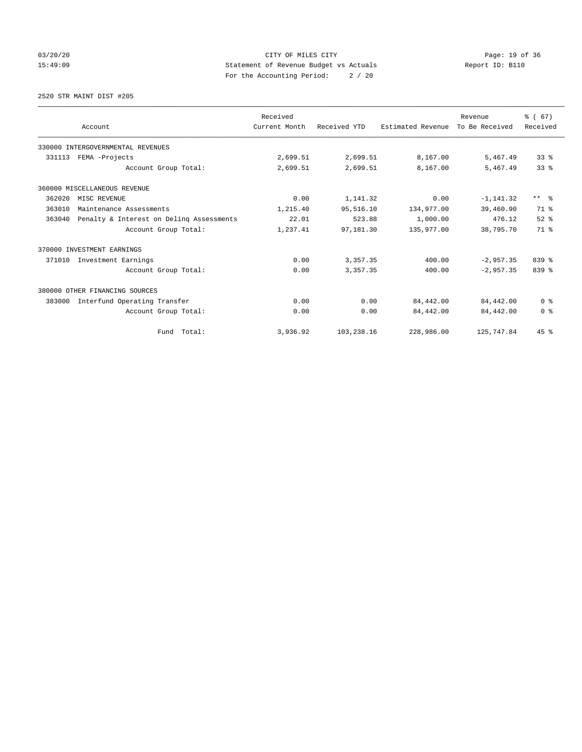CITY OF MILES CITY
Statement of Revenue Budget vs Actuals
For the Accounting Period: 2 / 20

03/20/20
15:49:09

Report ID: B110

2520 STR MAINT DIST #205

| Account | Received Current Month | Received YTD | Estimated Revenue | Revenue To Be Received | % ( 67) Received |
|---|---|---|---|---|---|
| 330000 INTERGOVERNMENTAL REVENUES | | | | | |
| 331113 FEMA -Projects | 2,699.51 | 2,699.51 | 8,167.00 | 5,467.49 | 33 % |
| Account Group Total: | 2,699.51 | 2,699.51 | 8,167.00 | 5,467.49 | 33 % |
| 360000 MISCELLANEOUS REVENUE | | | | | |
| 362020 MISC REVENUE | 0.00 | 1,141.32 | 0.00 | -1,141.32 | ** % |
| 363010 Maintenance Assessments | 1,215.40 | 95,516.10 | 134,977.00 | 39,460.90 | 71 % |
| 363040 Penalty & Interest on Delinq Assessments | 22.01 | 523.88 | 1,000.00 | 476.12 | 52 % |
| Account Group Total: | 1,237.41 | 97,181.30 | 135,977.00 | 38,795.70 | 71 % |
| 370000 INVESTMENT EARNINGS | | | | | |
| 371010 Investment Earnings | 0.00 | 3,357.35 | 400.00 | -2,957.35 | 839 % |
| Account Group Total: | 0.00 | 3,357.35 | 400.00 | -2,957.35 | 839 % |
| 380000 OTHER FINANCING SOURCES | | | | | |
| 383000 Interfund Operating Transfer | 0.00 | 0.00 | 84,442.00 | 84,442.00 | 0 % |
| Account Group Total: | 0.00 | 0.00 | 84,442.00 | 84,442.00 | 0 % |
| Fund Total: | 3,936.92 | 103,238.16 | 228,986.00 | 125,747.84 | 45 % |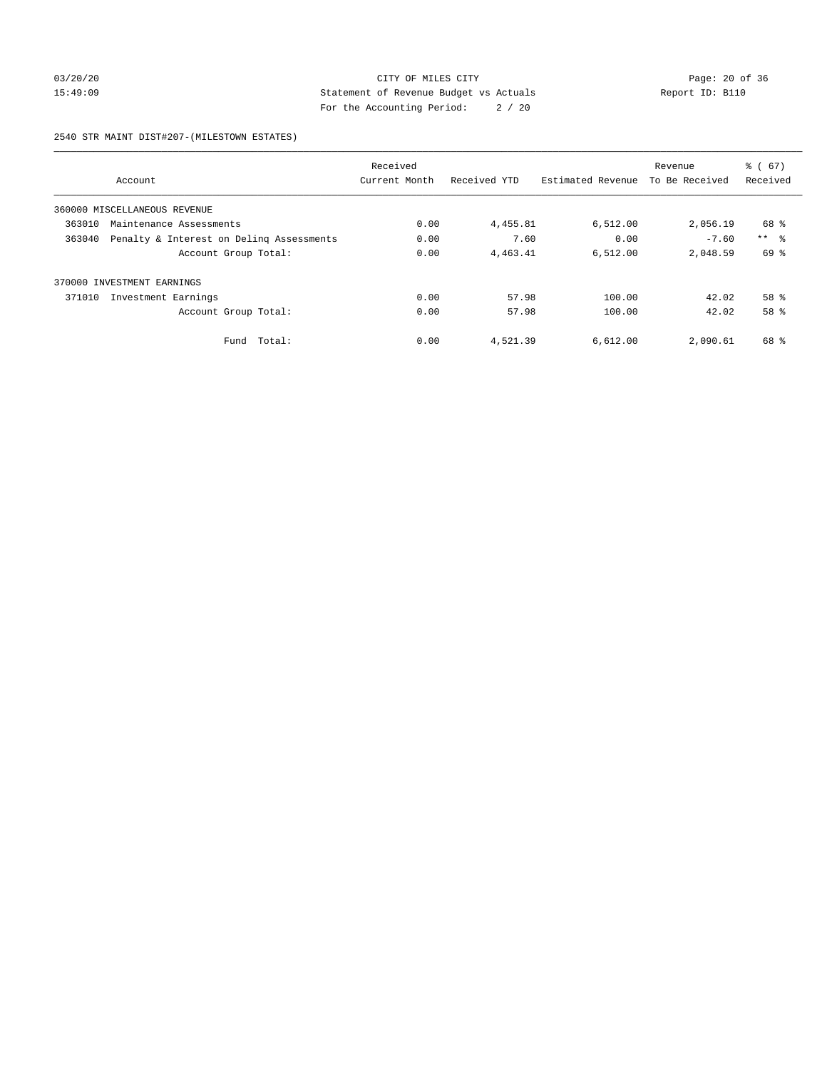CITY OF MILES CITY

Statement of Revenue Budget vs Actuals

For the Accounting Period: 2 / 20

03/20/20 15:49:09

Report ID: B110

2540 STR MAINT DIST#207-(MILESTOWN ESTATES)

| Account | Received Current Month | Received YTD | Estimated Revenue | Revenue To Be Received | % ( 67) Received |
|---|---|---|---|---|---|
| 360000 MISCELLANEOUS REVENUE | | | | | |
| 363010 Maintenance Assessments | 0.00 | 4,455.81 | 6,512.00 | 2,056.19 | 68 % |
| 363040 Penalty & Interest on Delinq Assessments | 0.00 | 7.60 | 0.00 | -7.60 | ** % |
| Account Group Total: | 0.00 | 4,463.41 | 6,512.00 | 2,048.59 | 69 % |
| 370000 INVESTMENT EARNINGS | | | | | |
| 371010 Investment Earnings | 0.00 | 57.98 | 100.00 | 42.02 | 58 % |
| Account Group Total: | 0.00 | 57.98 | 100.00 | 42.02 | 58 % |
| Fund Total: | 0.00 | 4,521.39 | 6,612.00 | 2,090.61 | 68 % |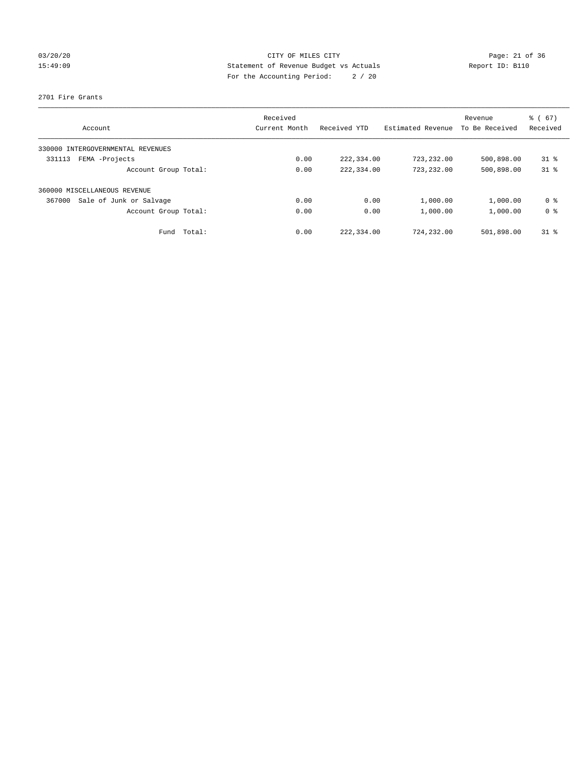CITY OF MILES CITY
Statement of Revenue Budget vs Actuals
For the Accounting Period: 2 / 20

03/20/20
15:49:09

Report ID: B110

2701 Fire Grants

| Account | Received Current Month | Received YTD | Estimated Revenue | Revenue To Be Received | % ( 67) Received |
|---|---|---|---|---|---|
| 330000 INTERGOVERNMENTAL REVENUES | | | | | |
| 331113 FEMA -Projects | 0.00 | 222,334.00 | 723,232.00 | 500,898.00 | 31 % |
| Account Group Total: | 0.00 | 222,334.00 | 723,232.00 | 500,898.00 | 31 % |
| 360000 MISCELLANEOUS REVENUE | | | | | |
| 367000 Sale of Junk or Salvage | 0.00 | 0.00 | 1,000.00 | 1,000.00 | 0 % |
| Account Group Total: | 0.00 | 0.00 | 1,000.00 | 1,000.00 | 0 % |
| Fund Total: | 0.00 | 222,334.00 | 724,232.00 | 501,898.00 | 31 % |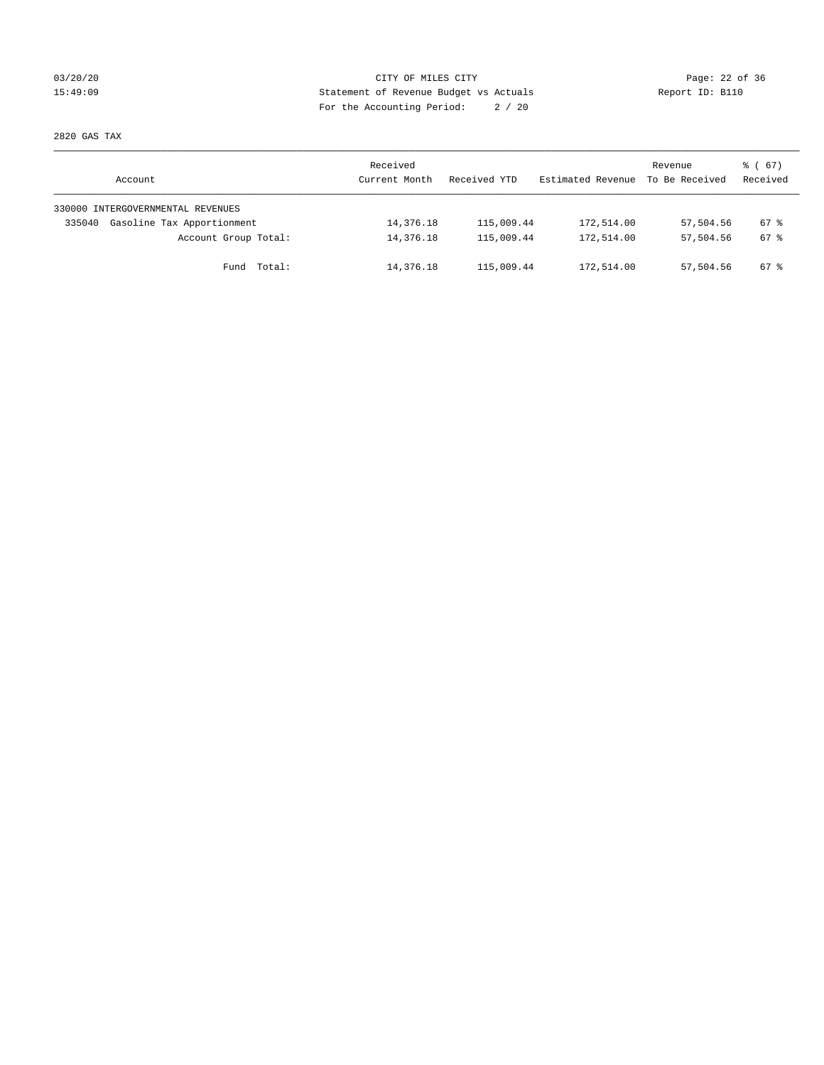CITY OF MILES CITY
Statement of Revenue Budget vs Actuals
For the Accounting Period: 2 / 20

03/20/20
15:49:09

Report ID: B110

2820 GAS TAX

| Account | Received Current Month | Received YTD | Estimated Revenue | Revenue To Be Received | % ( 67) Received |
|---|---|---|---|---|---|
| 330000 INTERGOVERNMENTAL REVENUES | | | | | |
| 335040 Gasoline Tax Apportionment | 14,376.18 | 115,009.44 | 172,514.00 | 57,504.56 | 67 % |
| Account Group Total: | 14,376.18 | 115,009.44 | 172,514.00 | 57,504.56 | 67 % |
| Fund Total: | 14,376.18 | 115,009.44 | 172,514.00 | 57,504.56 | 67 % |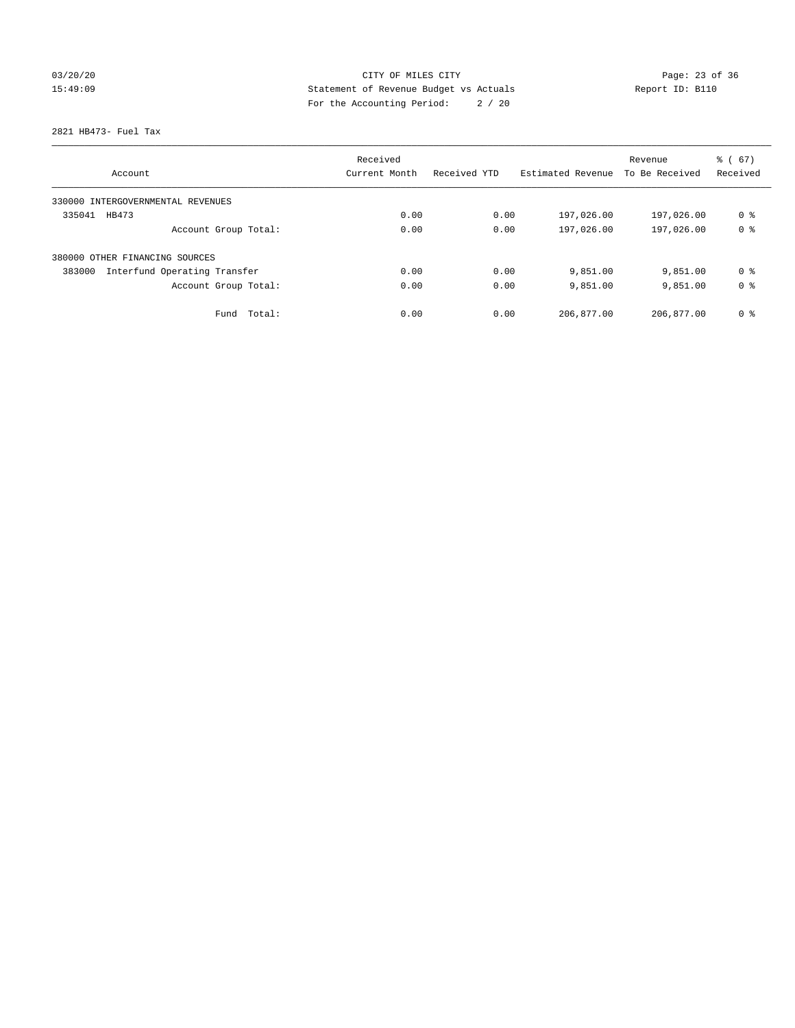CITY OF MILES CITY

Statement of Revenue Budget vs Actuals

For the Accounting Period: 2 / 20

03/20/20
15:49:09

Report ID: B110

2821 HB473- Fuel Tax

| Account | Received Current Month | Received YTD | Estimated Revenue | Revenue To Be Received | % ( 67) Received |
|---|---|---|---|---|---|
| 330000 INTERGOVERNMENTAL REVENUES | | | | | |
| 335041 HB473 | 0.00 | 0.00 | 197,026.00 | 197,026.00 | 0 % |
| Account Group Total: | 0.00 | 0.00 | 197,026.00 | 197,026.00 | 0 % |
| 380000 OTHER FINANCING SOURCES | | | | | |
| 383000 Interfund Operating Transfer | 0.00 | 0.00 | 9,851.00 | 9,851.00 | 0 % |
| Account Group Total: | 0.00 | 0.00 | 9,851.00 | 9,851.00 | 0 % |
| Fund Total: | 0.00 | 0.00 | 206,877.00 | 206,877.00 | 0 % |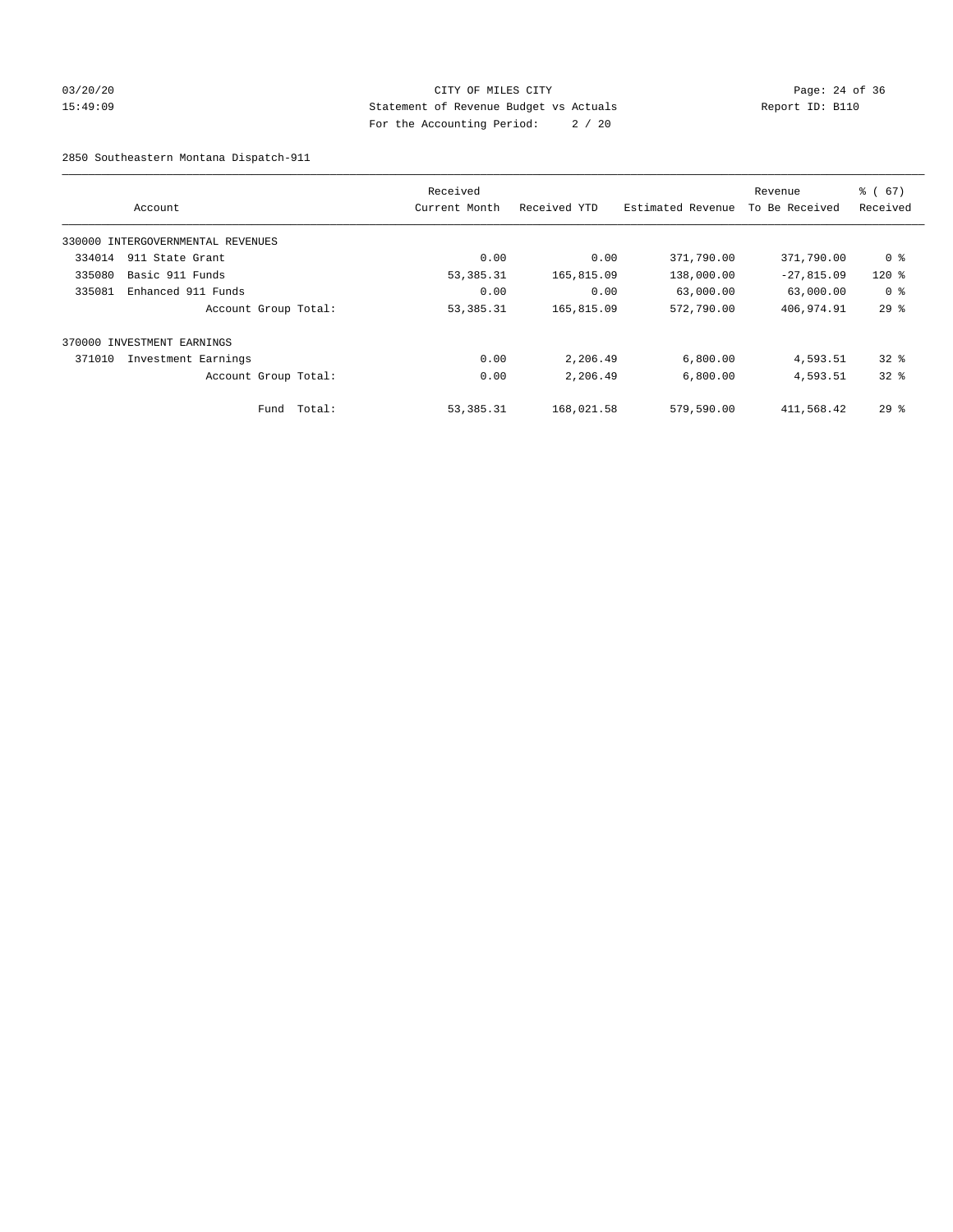CITY OF MILES CITY
Statement of Revenue Budget vs Actuals
For the Accounting Period: 2 / 20

03/20/20
15:49:09

Report ID: B110

2850 Southeastern Montana Dispatch-911

| Account | Received Current Month | Received YTD | Estimated Revenue | Revenue To Be Received | % ( 67) Received |
|---|---|---|---|---|---|
| 330000 INTERGOVERNMENTAL REVENUES | | | | | |
| 334014 911 State Grant | 0.00 | 0.00 | 371,790.00 | 371,790.00 | 0 % |
| 335080 Basic 911 Funds | 53,385.31 | 165,815.09 | 138,000.00 | -27,815.09 | 120 % |
| 335081 Enhanced 911 Funds | 0.00 | 0.00 | 63,000.00 | 63,000.00 | 0 % |
| Account Group Total: | 53,385.31 | 165,815.09 | 572,790.00 | 406,974.91 | 29 % |
| 370000 INVESTMENT EARNINGS | | | | | |
| 371010 Investment Earnings | 0.00 | 2,206.49 | 6,800.00 | 4,593.51 | 32 % |
| Account Group Total: | 0.00 | 2,206.49 | 6,800.00 | 4,593.51 | 32 % |
| Fund Total: | 53,385.31 | 168,021.58 | 579,590.00 | 411,568.42 | 29 % |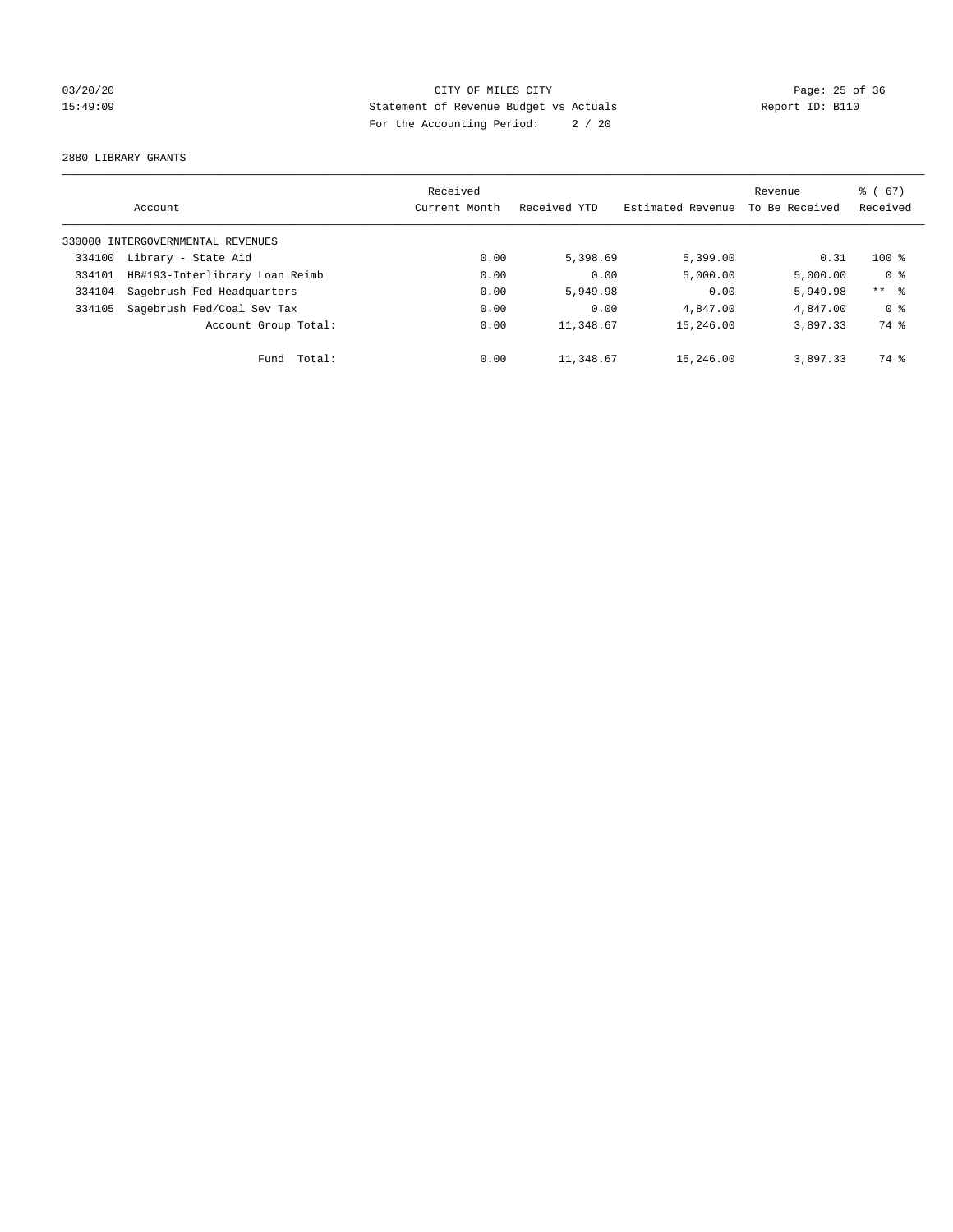CITY OF MILES CITY
Statement of Revenue Budget vs Actuals
For the Accounting Period: 2 / 20

03/20/20
15:49:09

Report ID: B110

2880 LIBRARY GRANTS

| Account | | Received Current Month | Received YTD | Estimated Revenue | Revenue To Be Received | % ( 67) Received |
|---|---|---|---|---|---|---|
| 330000 INTERGOVERNMENTAL REVENUES | | | | | | |
| 334100 | Library - State Aid | 0.00 | 5,398.69 | 5,399.00 | 0.31 | 100 % |
| 334101 | HB#193-Interlibrary Loan Reimb | 0.00 | 0.00 | 5,000.00 | 5,000.00 | 0 % |
| 334104 | Sagebrush Fed Headquarters | 0.00 | 5,949.98 | 0.00 | -5,949.98 | ** % |
| 334105 | Sagebrush Fed/Coal Sev Tax | 0.00 | 0.00 | 4,847.00 | 4,847.00 | 0 % |
| | Account Group Total: | 0.00 | 11,348.67 | 15,246.00 | 3,897.33 | 74 % |
| | Fund Total: | 0.00 | 11,348.67 | 15,246.00 | 3,897.33 | 74 % |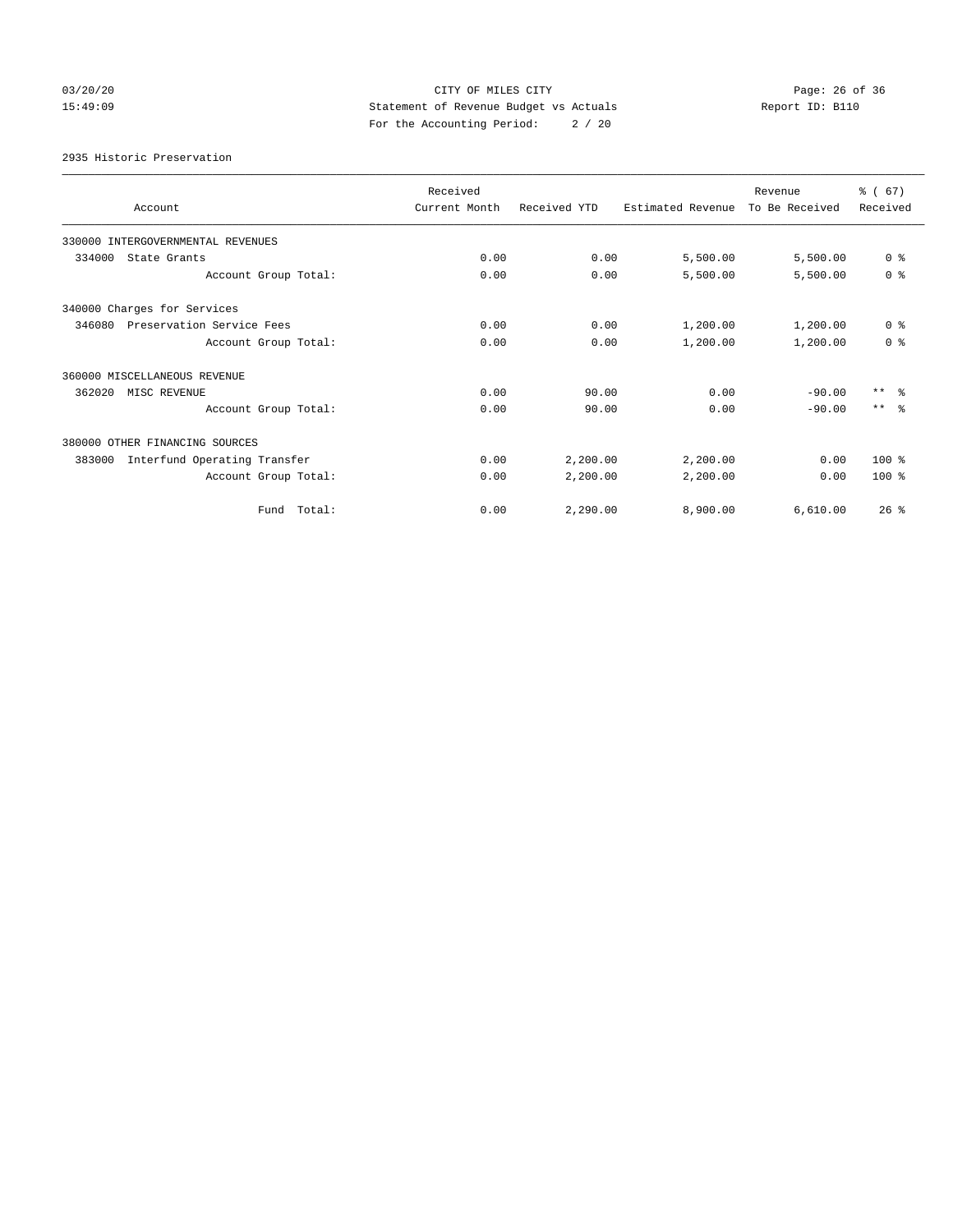CITY OF MILES CITY
Statement of Revenue Budget vs Actuals
For the Accounting Period: 2 / 20

03/20/20
15:49:09

Report ID: B110

2935 Historic Preservation

| Account | Received Current Month | Received YTD | Estimated Revenue | Revenue To Be Received | % ( 67) Received |
|---|---|---|---|---|---|
| 330000 INTERGOVERNMENTAL REVENUES | | | | | |
| 334000 State Grants | 0.00 | 0.00 | 5,500.00 | 5,500.00 | 0 % |
| Account Group Total: | 0.00 | 0.00 | 5,500.00 | 5,500.00 | 0 % |
| 340000 Charges for Services | | | | | |
| 346080 Preservation Service Fees | 0.00 | 0.00 | 1,200.00 | 1,200.00 | 0 % |
| Account Group Total: | 0.00 | 0.00 | 1,200.00 | 1,200.00 | 0 % |
| 360000 MISCELLANEOUS REVENUE | | | | | |
| 362020 MISC REVENUE | 0.00 | 90.00 | 0.00 | -90.00 | ** % |
| Account Group Total: | 0.00 | 90.00 | 0.00 | -90.00 | ** % |
| 380000 OTHER FINANCING SOURCES | | | | | |
| 383000 Interfund Operating Transfer | 0.00 | 2,200.00 | 2,200.00 | 0.00 | 100 % |
| Account Group Total: | 0.00 | 2,200.00 | 2,200.00 | 0.00 | 100 % |
| Fund Total: | 0.00 | 2,290.00 | 8,900.00 | 6,610.00 | 26 % |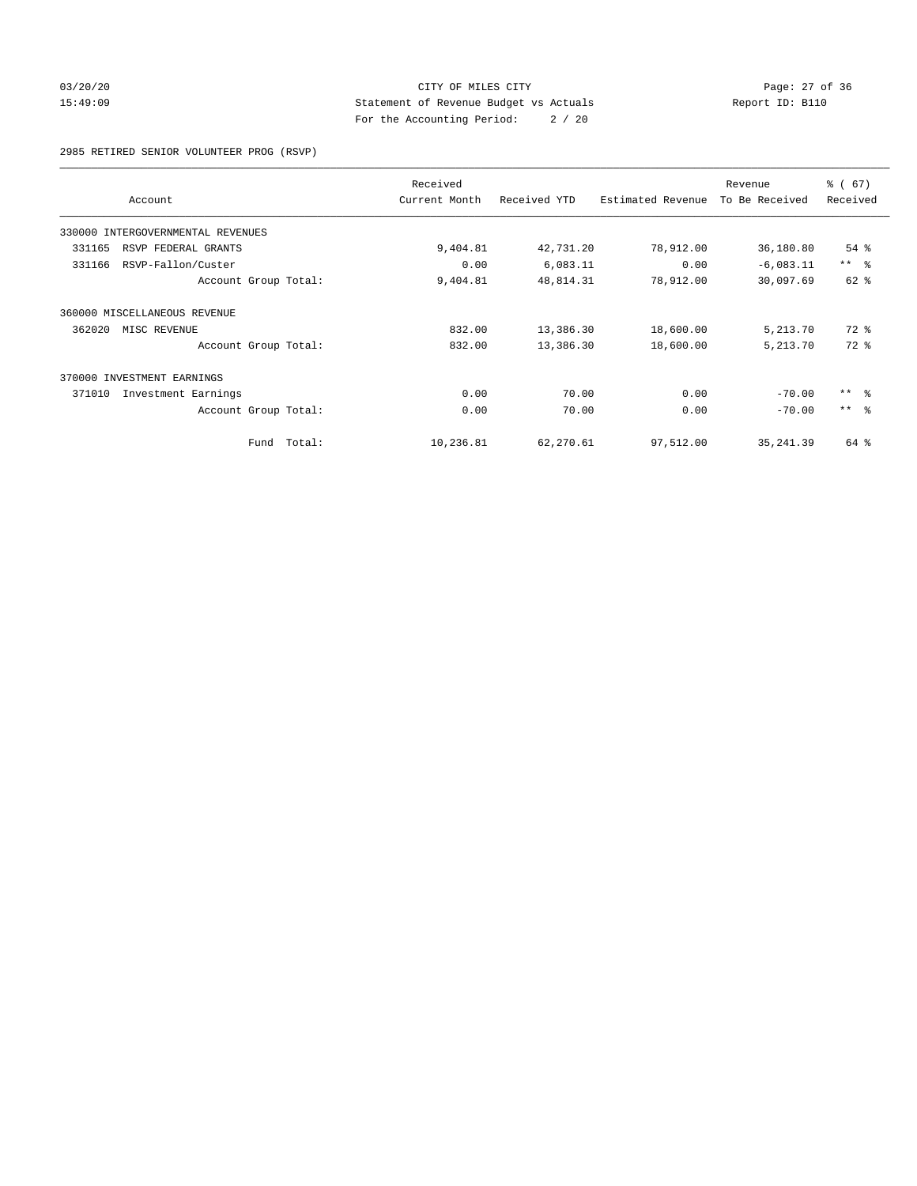CITY OF MILES CITY
Statement of Revenue Budget vs Actuals
For the Accounting Period: 2 / 20

03/20/20
15:49:09

Report ID: B110

2985 RETIRED SENIOR VOLUNTEER PROG (RSVP)

| Account | Received Current Month | Received YTD | Estimated Revenue | Revenue To Be Received | % ( 67) Received |
|---|---|---|---|---|---|
| 330000 INTERGOVERNMENTAL REVENUES | | | | | |
| 331165 RSVP FEDERAL GRANTS | 9,404.81 | 42,731.20 | 78,912.00 | 36,180.80 | 54 % |
| 331166 RSVP-Fallon/Custer | 0.00 | 6,083.11 | 0.00 | -6,083.11 | ** % |
| Account Group Total: | 9,404.81 | 48,814.31 | 78,912.00 | 30,097.69 | 62 % |
| 360000 MISCELLANEOUS REVENUE | | | | | |
| 362020 MISC REVENUE | 832.00 | 13,386.30 | 18,600.00 | 5,213.70 | 72 % |
| Account Group Total: | 832.00 | 13,386.30 | 18,600.00 | 5,213.70 | 72 % |
| 370000 INVESTMENT EARNINGS | | | | | |
| 371010 Investment Earnings | 0.00 | 70.00 | 0.00 | -70.00 | ** % |
| Account Group Total: | 0.00 | 70.00 | 0.00 | -70.00 | ** % |
| Fund Total: | 10,236.81 | 62,270.61 | 97,512.00 | 35,241.39 | 64 % |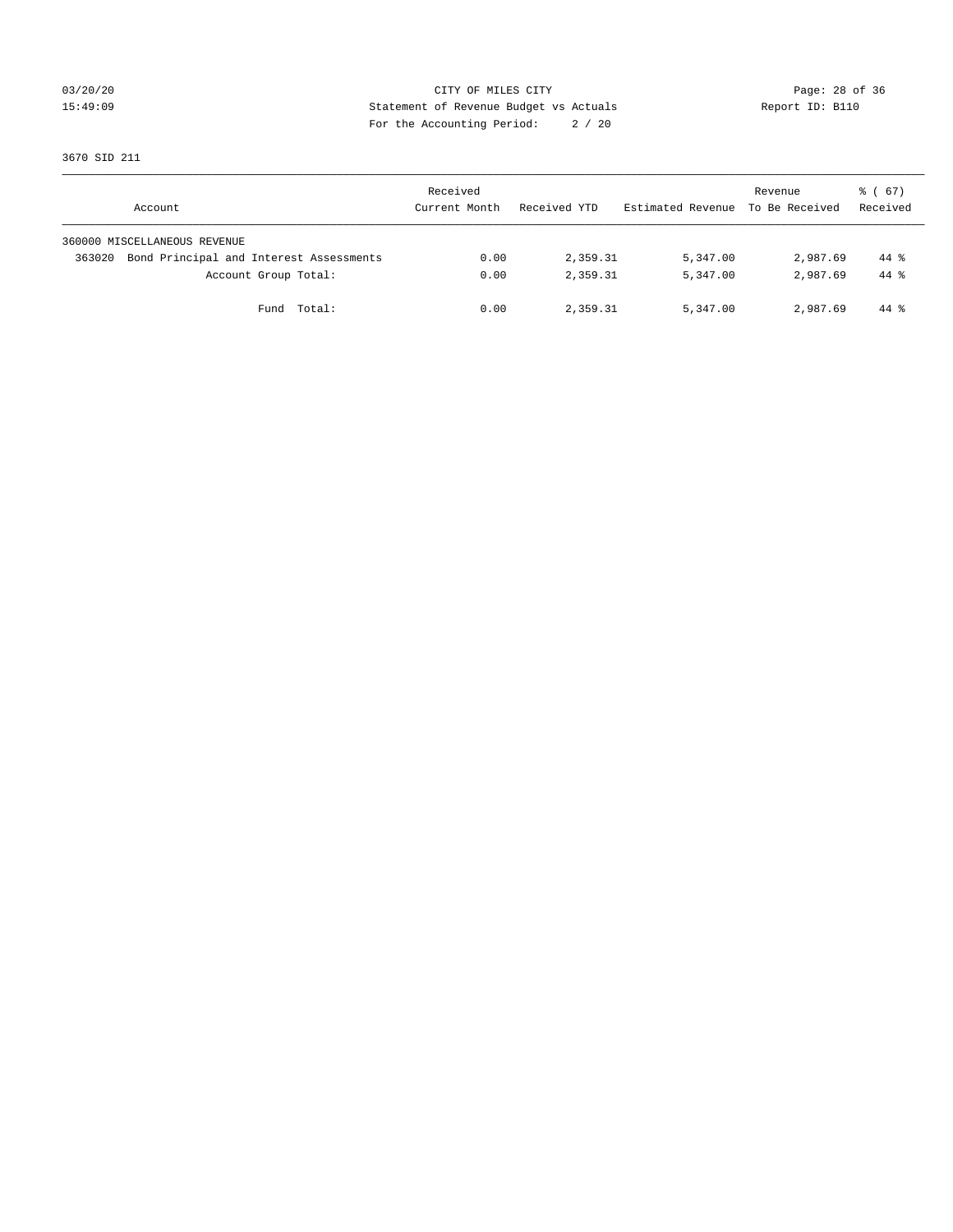CITY OF MILES CITY
Statement of Revenue Budget vs Actuals
For the Accounting Period: 2 / 20

3670 SID 211

| Account | Received Current Month | Received YTD | Estimated Revenue | Revenue To Be Received | % ( 67) Received |
|---|---|---|---|---|---|
| 360000 MISCELLANEOUS REVENUE | | | | | |
| 363020 Bond Principal and Interest Assessments | 0.00 | 2,359.31 | 5,347.00 | 2,987.69 | 44 % |
| Account Group Total: | 0.00 | 2,359.31 | 5,347.00 | 2,987.69 | 44 % |
| Fund Total: | 0.00 | 2,359.31 | 5,347.00 | 2,987.69 | 44 % |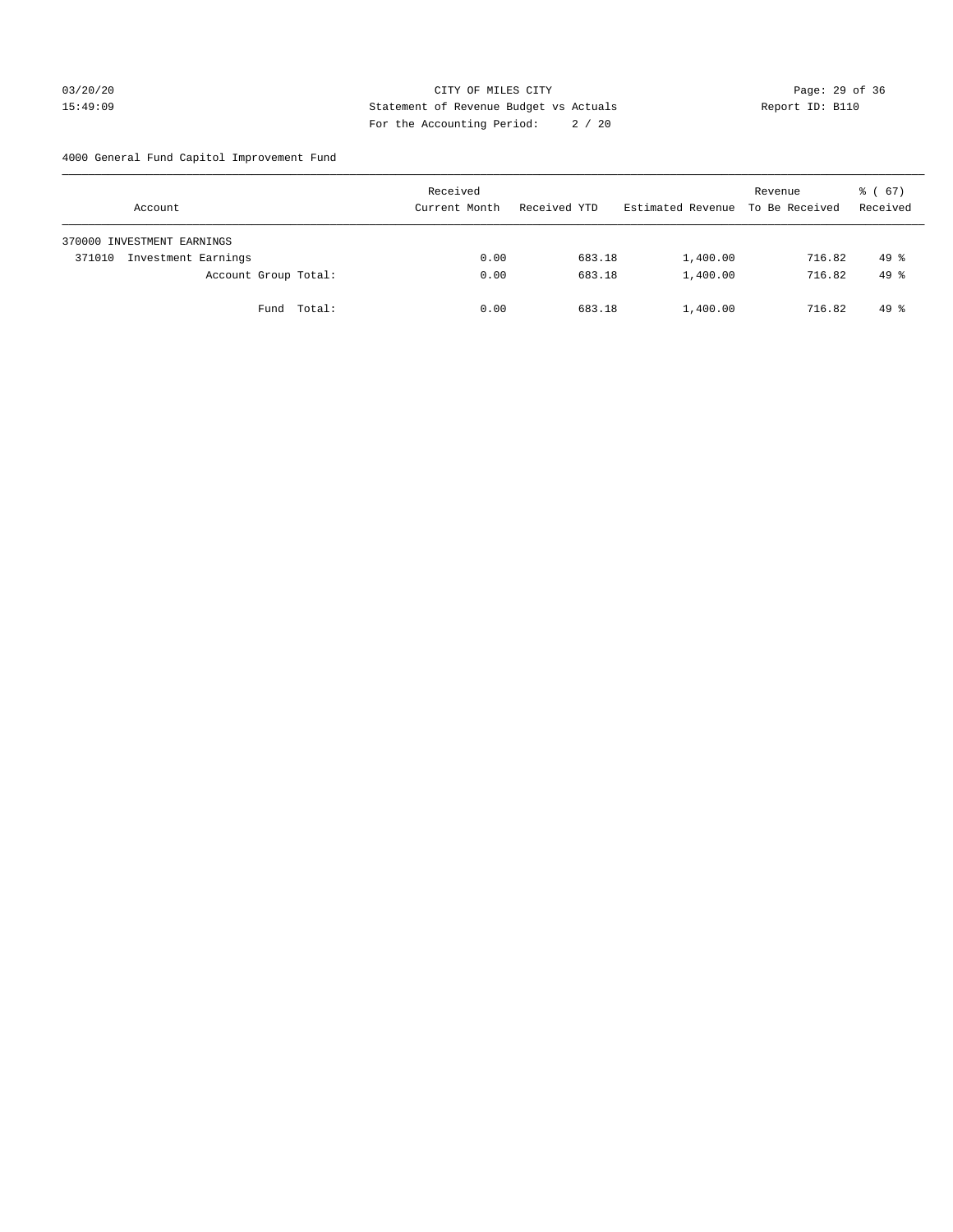CITY OF MILES CITY
Statement of Revenue Budget vs Actuals
For the Accounting Period: 2 / 20

03/20/20
15:49:09

Report ID: B110

4000 General Fund Capitol Improvement Fund

| Account | Received Current Month | Received YTD | Estimated Revenue | Revenue To Be Received | % ( 67) Received |
|---|---|---|---|---|---|
| 370000 INVESTMENT EARNINGS | | | | | |
| 371010 Investment Earnings | 0.00 | 683.18 | 1,400.00 | 716.82 | 49 % |
| Account Group Total: | 0.00 | 683.18 | 1,400.00 | 716.82 | 49 % |
| Fund Total: | 0.00 | 683.18 | 1,400.00 | 716.82 | 49 % |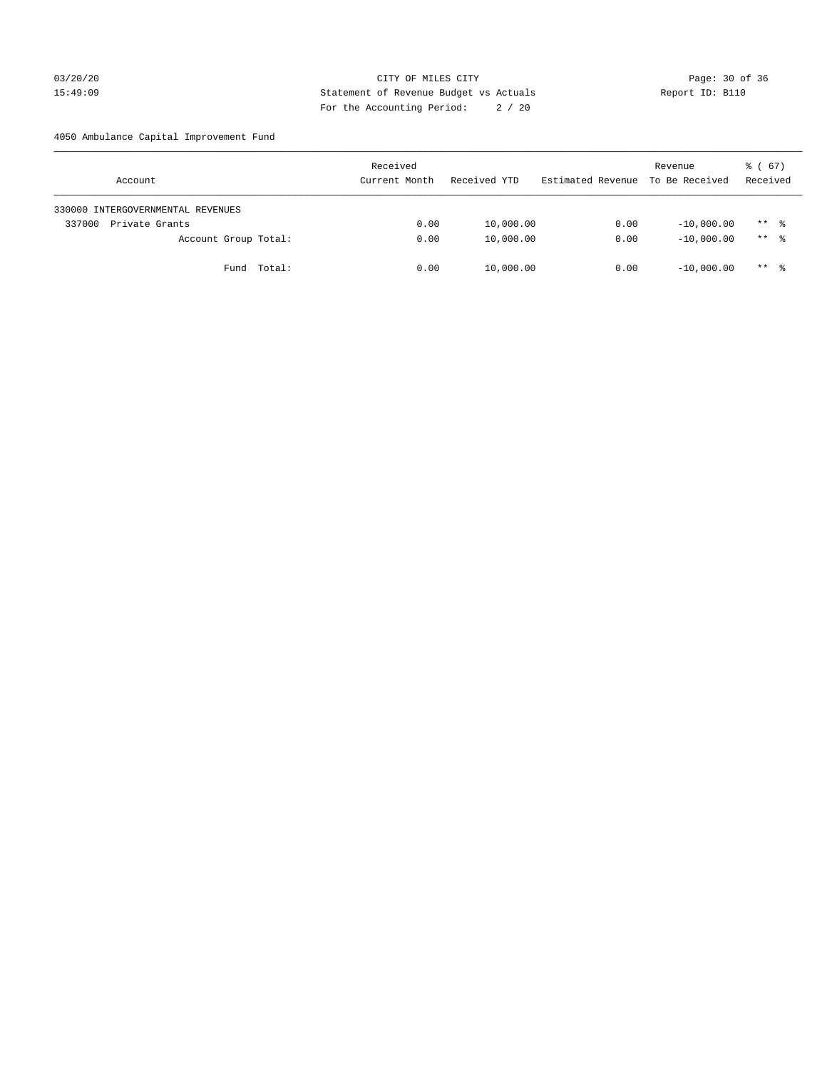CITY OF MILES CITY
Statement of Revenue Budget vs Actuals
For the Accounting Period: 2 / 20

03/20/20
15:49:09

Report ID: B110

4050 Ambulance Capital Improvement Fund

| Account | Received Current Month | Received YTD | Estimated Revenue | Revenue To Be Received | % ( 67) Received |
|---|---|---|---|---|---|
| 330000 INTERGOVERNMENTAL REVENUES | | | | | |
| 337000 Private Grants | 0.00 | 10,000.00 | 0.00 | -10,000.00 | ** % |
| Account Group Total: | 0.00 | 10,000.00 | 0.00 | -10,000.00 | ** % |
| Fund Total: | 0.00 | 10,000.00 | 0.00 | -10,000.00 | ** % |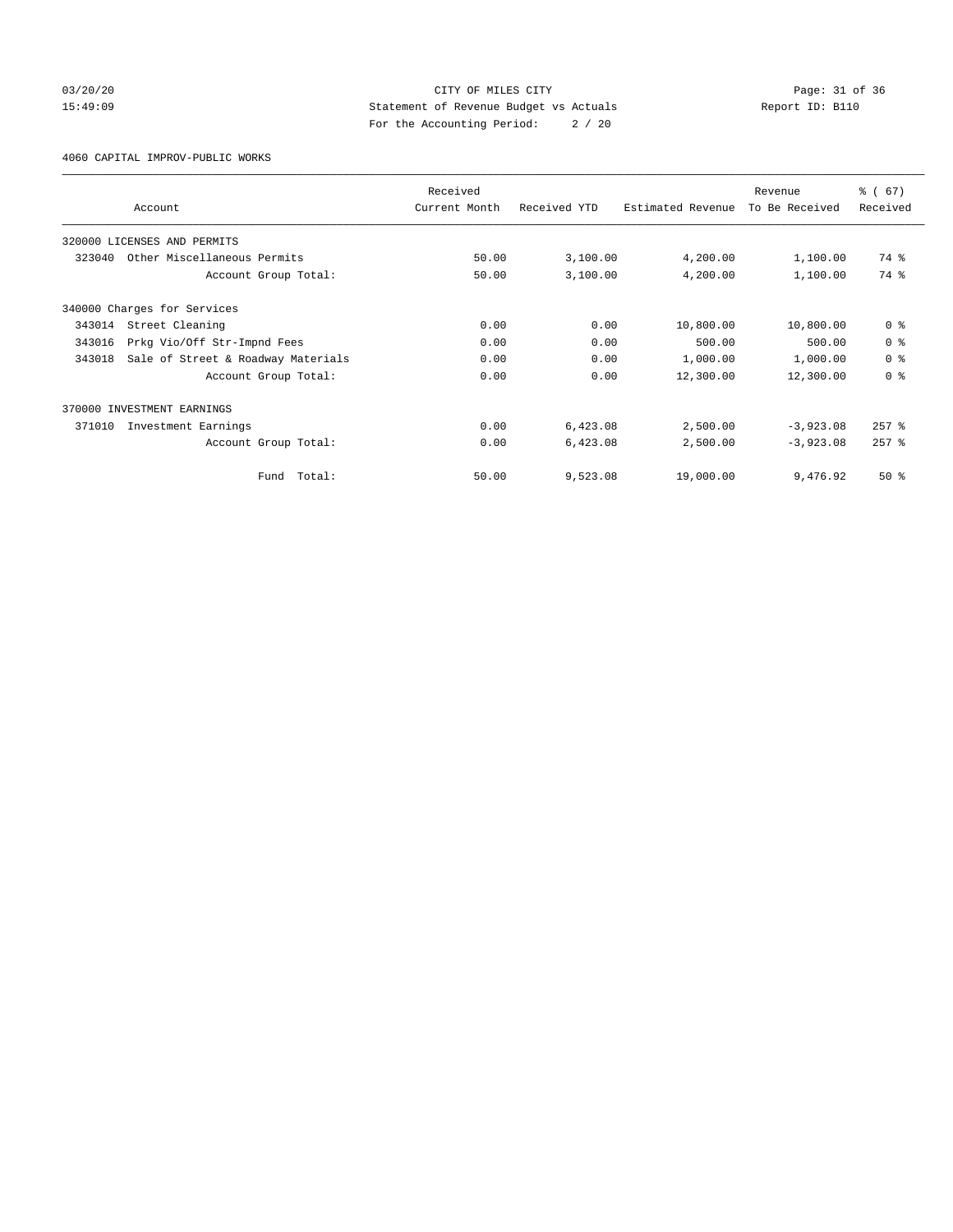CITY OF MILES CITY
Statement of Revenue Budget vs Actuals
For the Accounting Period: 2 / 20

03/20/20
15:49:09

Report ID: B110

4060 CAPITAL IMPROV-PUBLIC WORKS

| Account | Received Current Month | Received YTD | Estimated Revenue | Revenue To Be Received | % ( 67) Received |
|---|---|---|---|---|---|
| 320000 LICENSES AND PERMITS | | | | | |
| 323040 Other Miscellaneous Permits | 50.00 | 3,100.00 | 4,200.00 | 1,100.00 | 74 % |
| Account Group Total: | 50.00 | 3,100.00 | 4,200.00 | 1,100.00 | 74 % |
| 340000 Charges for Services | | | | | |
| 343014 Street Cleaning | 0.00 | 0.00 | 10,800.00 | 10,800.00 | 0 % |
| 343016 Prkg Vio/Off Str-Impnd Fees | 0.00 | 0.00 | 500.00 | 500.00 | 0 % |
| 343018 Sale of Street & Roadway Materials | 0.00 | 0.00 | 1,000.00 | 1,000.00 | 0 % |
| Account Group Total: | 0.00 | 0.00 | 12,300.00 | 12,300.00 | 0 % |
| 370000 INVESTMENT EARNINGS | | | | | |
| 371010 Investment Earnings | 0.00 | 6,423.08 | 2,500.00 | -3,923.08 | 257 % |
| Account Group Total: | 0.00 | 6,423.08 | 2,500.00 | -3,923.08 | 257 % |
| Fund Total: | 50.00 | 9,523.08 | 19,000.00 | 9,476.92 | 50 % |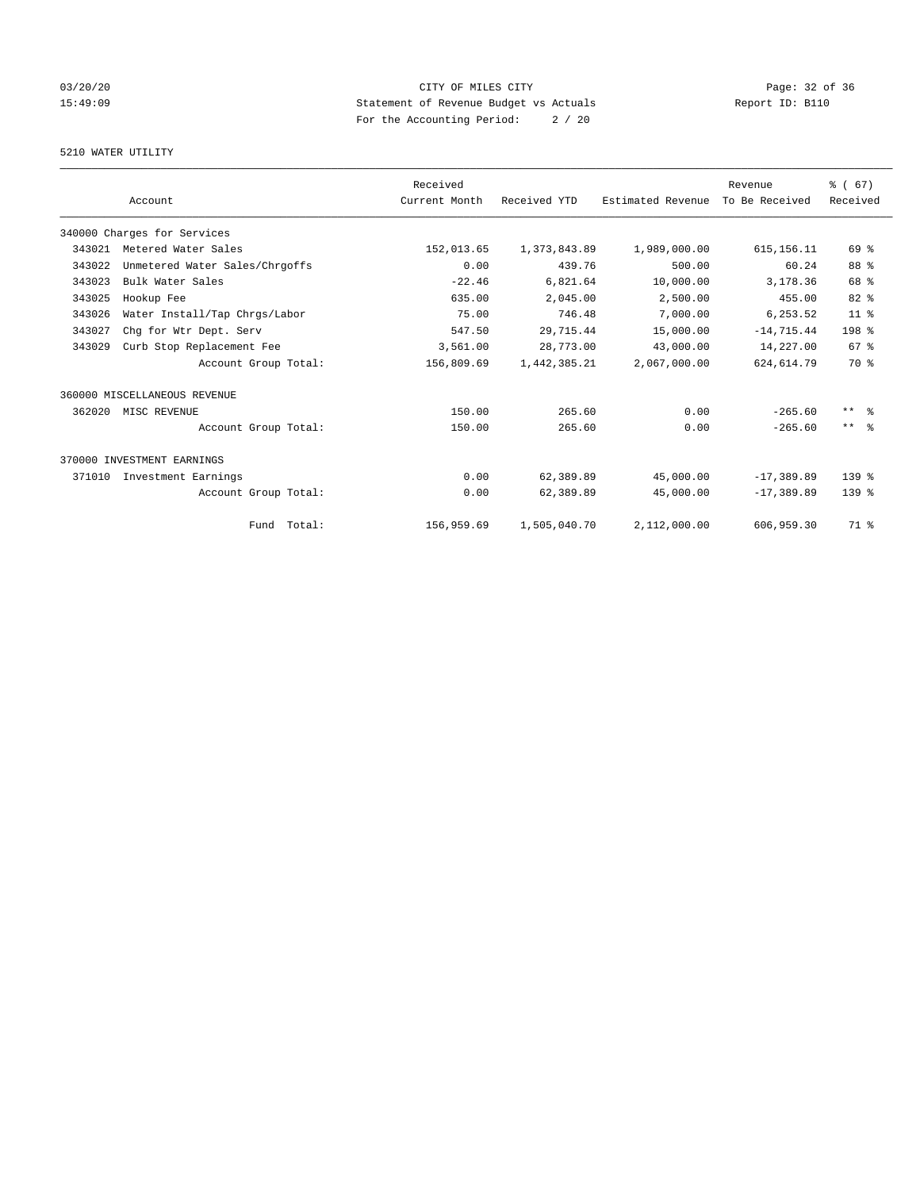CITY OF MILES CITY
Statement of Revenue Budget vs Actuals
For the Accounting Period: 2 / 20

03/20/20
15:49:09

Report ID: B110

5210 WATER UTILITY

| Account | | Received Current Month | Received YTD | Estimated Revenue | Revenue To Be Received | % ( 67) Received |
|---|---|---|---|---|---|---|
| 340000 Charges for Services | | | | | | |
| 343021 | Metered Water Sales | 152,013.65 | 1,373,843.89 | 1,989,000.00 | 615,156.11 | 69 % |
| 343022 | Unmetered Water Sales/Chrgoffs | 0.00 | 439.76 | 500.00 | 60.24 | 88 % |
| 343023 | Bulk Water Sales | -22.46 | 6,821.64 | 10,000.00 | 3,178.36 | 68 % |
| 343025 | Hookup Fee | 635.00 | 2,045.00 | 2,500.00 | 455.00 | 82 % |
| 343026 | Water Install/Tap Chrgs/Labor | 75.00 | 746.48 | 7,000.00 | 6,253.52 | 11 % |
| 343027 | Chg for Wtr Dept. Serv | 547.50 | 29,715.44 | 15,000.00 | -14,715.44 | 198 % |
| 343029 | Curb Stop Replacement Fee | 3,561.00 | 28,773.00 | 43,000.00 | 14,227.00 | 67 % |
| | Account Group Total: | 156,809.69 | 1,442,385.21 | 2,067,000.00 | 624,614.79 | 70 % |
| 360000 MISCELLANEOUS REVENUE | | | | | | |
| 362020 | MISC REVENUE | 150.00 | 265.60 | 0.00 | -265.60 | ** % |
| | Account Group Total: | 150.00 | 265.60 | 0.00 | -265.60 | ** % |
| 370000 INVESTMENT EARNINGS | | | | | | |
| 371010 | Investment Earnings | 0.00 | 62,389.89 | 45,000.00 | -17,389.89 | 139 % |
| | Account Group Total: | 0.00 | 62,389.89 | 45,000.00 | -17,389.89 | 139 % |
| | Fund Total: | 156,959.69 | 1,505,040.70 | 2,112,000.00 | 606,959.30 | 71 % |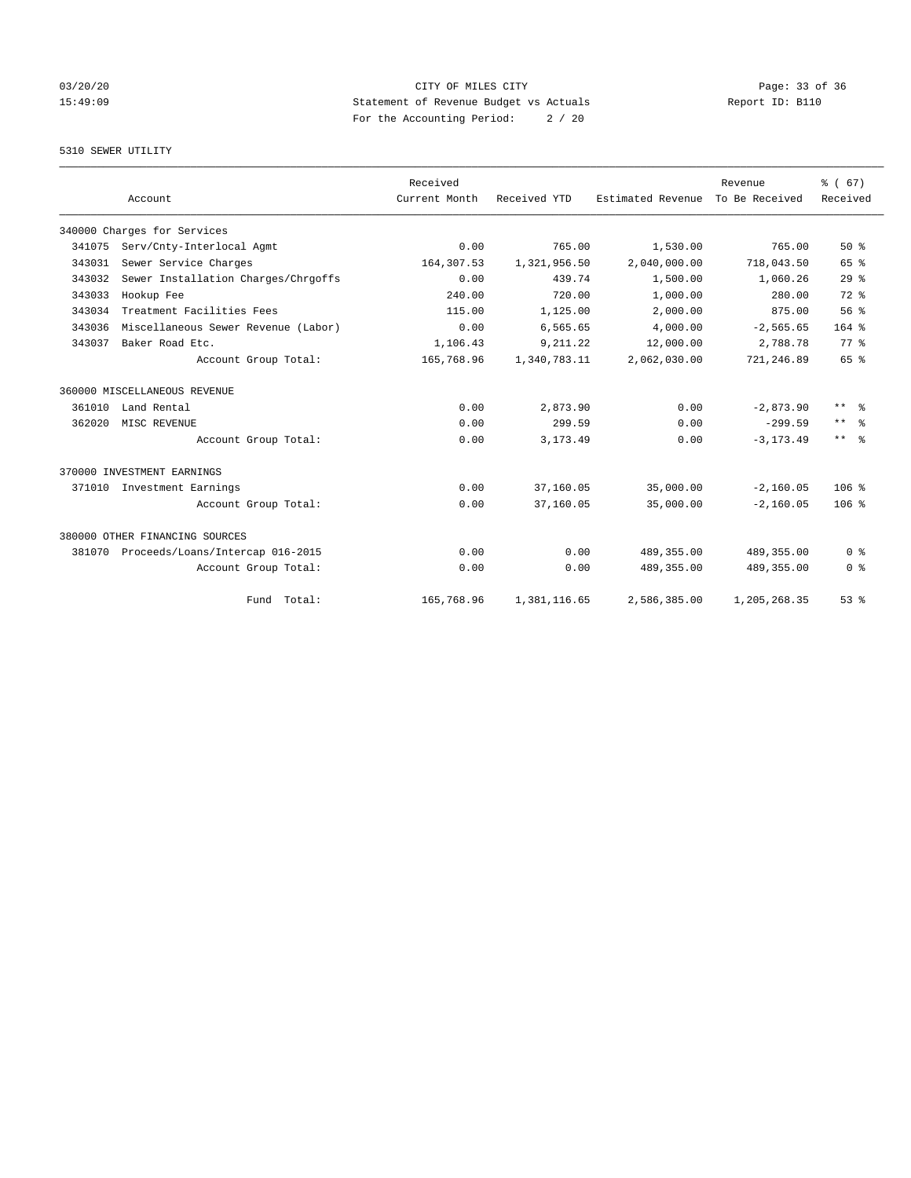CITY OF MILES CITY
Statement of Revenue Budget vs Actuals
For the Accounting Period: 2 / 20

03/20/20
15:49:09

Report ID: B110

5310 SEWER UTILITY

| | Account | Received Current Month | Received YTD | Estimated Revenue | Revenue To Be Received | % ( 67) Received |
|---|---|---|---|---|---|---|
| 340000 Charges for Services | | | | | | |
| 341075 | Serv/Cnty-Interlocal Agmt | 0.00 | 765.00 | 1,530.00 | 765.00 | 50 % |
| 343031 | Sewer Service Charges | 164,307.53 | 1,321,956.50 | 2,040,000.00 | 718,043.50 | 65 % |
| 343032 | Sewer Installation Charges/Chrgoffs | 0.00 | 439.74 | 1,500.00 | 1,060.26 | 29 % |
| 343033 | Hookup Fee | 240.00 | 720.00 | 1,000.00 | 280.00 | 72 % |
| 343034 | Treatment Facilities Fees | 115.00 | 1,125.00 | 2,000.00 | 875.00 | 56 % |
| 343036 | Miscellaneous Sewer Revenue (Labor) | 0.00 | 6,565.65 | 4,000.00 | -2,565.65 | 164 % |
| 343037 | Baker Road Etc. | 1,106.43 | 9,211.22 | 12,000.00 | 2,788.78 | 77 % |
| | Account Group Total: | 165,768.96 | 1,340,783.11 | 2,062,030.00 | 721,246.89 | 65 % |
| 360000 MISCELLANEOUS REVENUE | | | | | | |
| 361010 | Land Rental | 0.00 | 2,873.90 | 0.00 | -2,873.90 | ** % |
| 362020 | MISC REVENUE | 0.00 | 299.59 | 0.00 | -299.59 | ** % |
| | Account Group Total: | 0.00 | 3,173.49 | 0.00 | -3,173.49 | ** % |
| 370000 INVESTMENT EARNINGS | | | | | | |
| 371010 | Investment Earnings | 0.00 | 37,160.05 | 35,000.00 | -2,160.05 | 106 % |
| | Account Group Total: | 0.00 | 37,160.05 | 35,000.00 | -2,160.05 | 106 % |
| 380000 OTHER FINANCING SOURCES | | | | | | |
| 381070 | Proceeds/Loans/Intercap 016-2015 | 0.00 | 0.00 | 489,355.00 | 489,355.00 | 0 % |
| | Account Group Total: | 0.00 | 0.00 | 489,355.00 | 489,355.00 | 0 % |
| | Fund Total: | 165,768.96 | 1,381,116.65 | 2,586,385.00 | 1,205,268.35 | 53 % |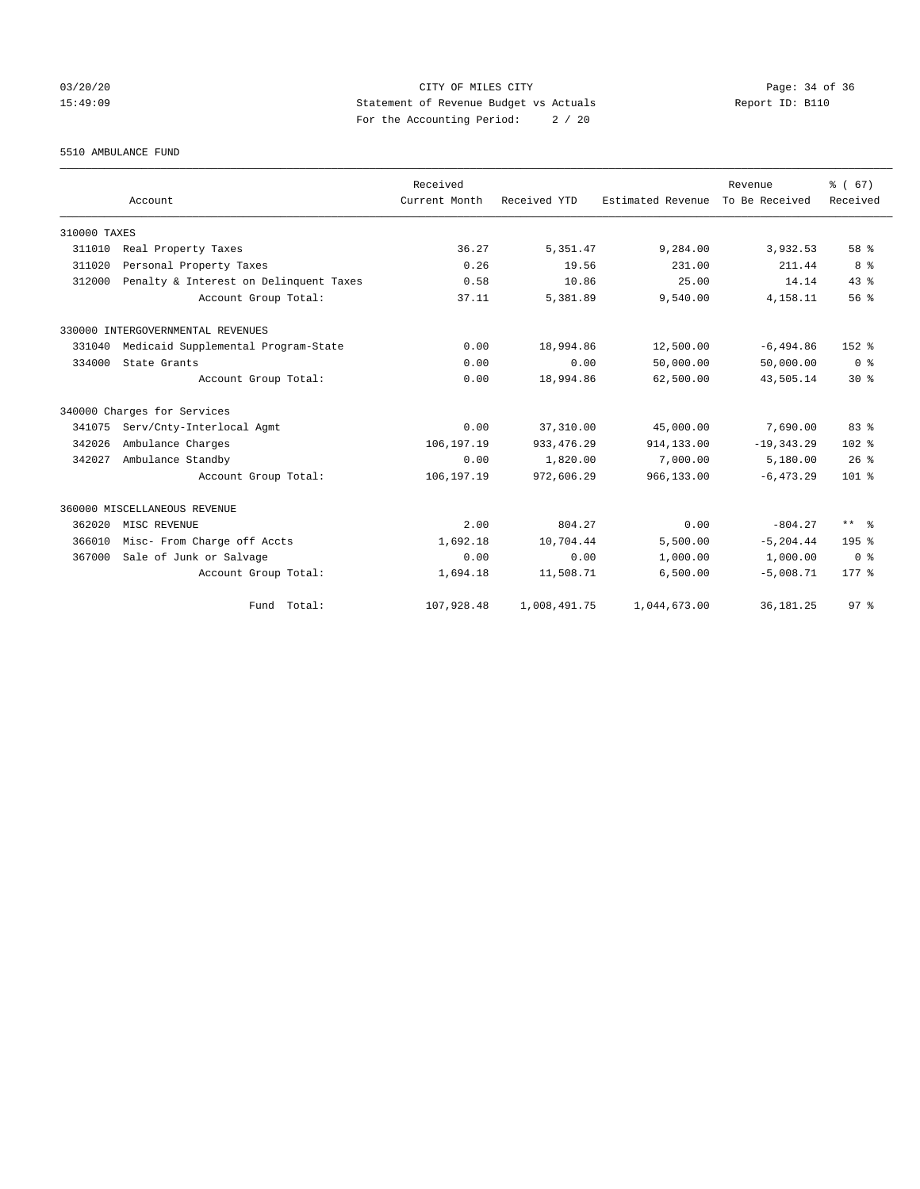CITY OF MILES CITY
Statement of Revenue Budget vs Actuals
For the Accounting Period: 2 / 20

03/20/20
15:49:09

Report ID: B110

5510 AMBULANCE FUND

| Account | Received Current Month | Received YTD | Estimated Revenue | Revenue To Be Received | % ( 67) Received |
|---|---|---|---|---|---|
| 310000 TAXES | | | | | |
| 311010 Real Property Taxes | 36.27 | 5,351.47 | 9,284.00 | 3,932.53 | 58 % |
| 311020 Personal Property Taxes | 0.26 | 19.56 | 231.00 | 211.44 | 8 % |
| 312000 Penalty & Interest on Delinquent Taxes | 0.58 | 10.86 | 25.00 | 14.14 | 43 % |
| Account Group Total: | 37.11 | 5,381.89 | 9,540.00 | 4,158.11 | 56 % |
| 330000 INTERGOVERNMENTAL REVENUES | | | | | |
| 331040 Medicaid Supplemental Program-State | 0.00 | 18,994.86 | 12,500.00 | -6,494.86 | 152 % |
| 334000 State Grants | 0.00 | 0.00 | 50,000.00 | 50,000.00 | 0 % |
| Account Group Total: | 0.00 | 18,994.86 | 62,500.00 | 43,505.14 | 30 % |
| 340000 Charges for Services | | | | | |
| 341075 Serv/Cnty-Interlocal Agmt | 0.00 | 37,310.00 | 45,000.00 | 7,690.00 | 83 % |
| 342026 Ambulance Charges | 106,197.19 | 933,476.29 | 914,133.00 | -19,343.29 | 102 % |
| 342027 Ambulance Standby | 0.00 | 1,820.00 | 7,000.00 | 5,180.00 | 26 % |
| Account Group Total: | 106,197.19 | 972,606.29 | 966,133.00 | -6,473.29 | 101 % |
| 360000 MISCELLANEOUS REVENUE | | | | | |
| 362020 MISC REVENUE | 2.00 | 804.27 | 0.00 | -804.27 | ** % |
| 366010 Misc- From Charge off Accts | 1,692.18 | 10,704.44 | 5,500.00 | -5,204.44 | 195 % |
| 367000 Sale of Junk or Salvage | 0.00 | 0.00 | 1,000.00 | 1,000.00 | 0 % |
| Account Group Total: | 1,694.18 | 11,508.71 | 6,500.00 | -5,008.71 | 177 % |
| Fund Total: | 107,928.48 | 1,008,491.75 | 1,044,673.00 | 36,181.25 | 97 % |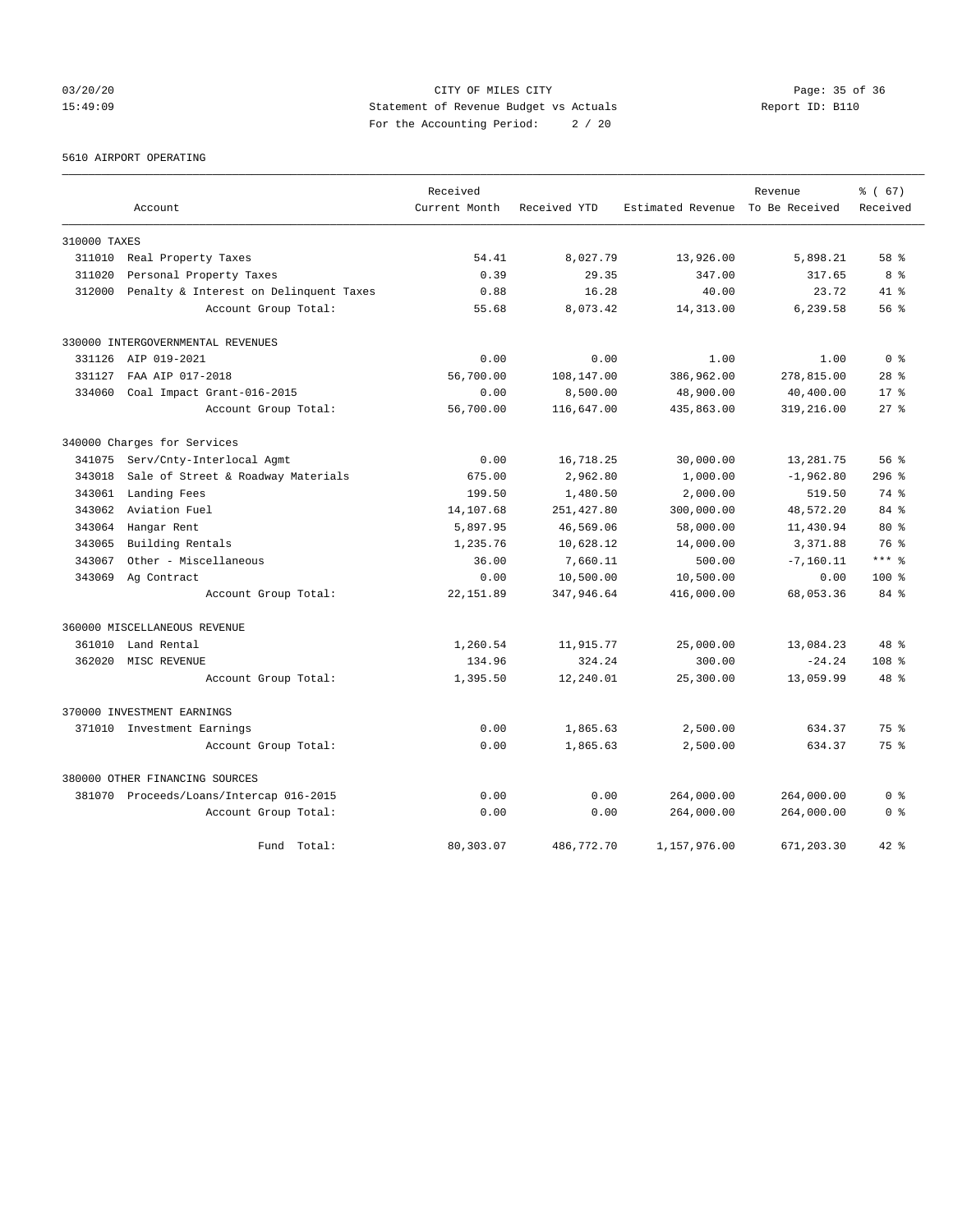CITY OF MILES CITY
Statement of Revenue Budget vs Actuals
For the Accounting Period: 2 / 20

5610 AIRPORT OPERATING

| Account | Received Current Month | Received YTD | Estimated Revenue | Revenue To Be Received | % ( 67) Received |
|---|---|---|---|---|---|
| **310000 TAXES** | | | | | |
| 311010 Real Property Taxes | 54.41 | 8,027.79 | 13,926.00 | 5,898.21 | 58 % |
| 311020 Personal Property Taxes | 0.39 | 29.35 | 347.00 | 317.65 | 8 % |
| 312000 Penalty & Interest on Delinquent Taxes | 0.88 | 16.28 | 40.00 | 23.72 | 41 % |
| Account Group Total: | 55.68 | 8,073.42 | 14,313.00 | 6,239.58 | 56 % |
| **330000 INTERGOVERNMENTAL REVENUES** | | | | | |
| 331126 AIP 019-2021 | 0.00 | 0.00 | 1.00 | 1.00 | 0 % |
| 331127 FAA AIP 017-2018 | 56,700.00 | 108,147.00 | 386,962.00 | 278,815.00 | 28 % |
| 334060 Coal Impact Grant-016-2015 | 0.00 | 8,500.00 | 48,900.00 | 40,400.00 | 17 % |
| Account Group Total: | 56,700.00 | 116,647.00 | 435,863.00 | 319,216.00 | 27 % |
| **340000 Charges for Services** | | | | | |
| 341075 Serv/Cnty-Interlocal Agmt | 0.00 | 16,718.25 | 30,000.00 | 13,281.75 | 56 % |
| 343018 Sale of Street & Roadway Materials | 675.00 | 2,962.80 | 1,000.00 | -1,962.80 | 296 % |
| 343061 Landing Fees | 199.50 | 1,480.50 | 2,000.00 | 519.50 | 74 % |
| 343062 Aviation Fuel | 14,107.68 | 251,427.80 | 300,000.00 | 48,572.20 | 84 % |
| 343064 Hangar Rent | 5,897.95 | 46,569.06 | 58,000.00 | 11,430.94 | 80 % |
| 343065 Building Rentals | 1,235.76 | 10,628.12 | 14,000.00 | 3,371.88 | 76 % |
| 343067 Other - Miscellaneous | 36.00 | 7,660.11 | 500.00 | -7,160.11 | *** % |
| 343069 Ag Contract | 0.00 | 10,500.00 | 10,500.00 | 0.00 | 100 % |
| Account Group Total: | 22,151.89 | 347,946.64 | 416,000.00 | 68,053.36 | 84 % |
| **360000 MISCELLANEOUS REVENUE** | | | | | |
| 361010 Land Rental | 1,260.54 | 11,915.77 | 25,000.00 | 13,084.23 | 48 % |
| 362020 MISC REVENUE | 134.96 | 324.24 | 300.00 | -24.24 | 108 % |
| Account Group Total: | 1,395.50 | 12,240.01 | 25,300.00 | 13,059.99 | 48 % |
| **370000 INVESTMENT EARNINGS** | | | | | |
| 371010 Investment Earnings | 0.00 | 1,865.63 | 2,500.00 | 634.37 | 75 % |
| Account Group Total: | 0.00 | 1,865.63 | 2,500.00 | 634.37 | 75 % |
| **380000 OTHER FINANCING SOURCES** | | | | | |
| 381070 Proceeds/Loans/Intercap 016-2015 | 0.00 | 0.00 | 264,000.00 | 264,000.00 | 0 % |
| Account Group Total: | 0.00 | 0.00 | 264,000.00 | 264,000.00 | 0 % |
| Fund Total: | 80,303.07 | 486,772.70 | 1,157,976.00 | 671,203.30 | 42 % |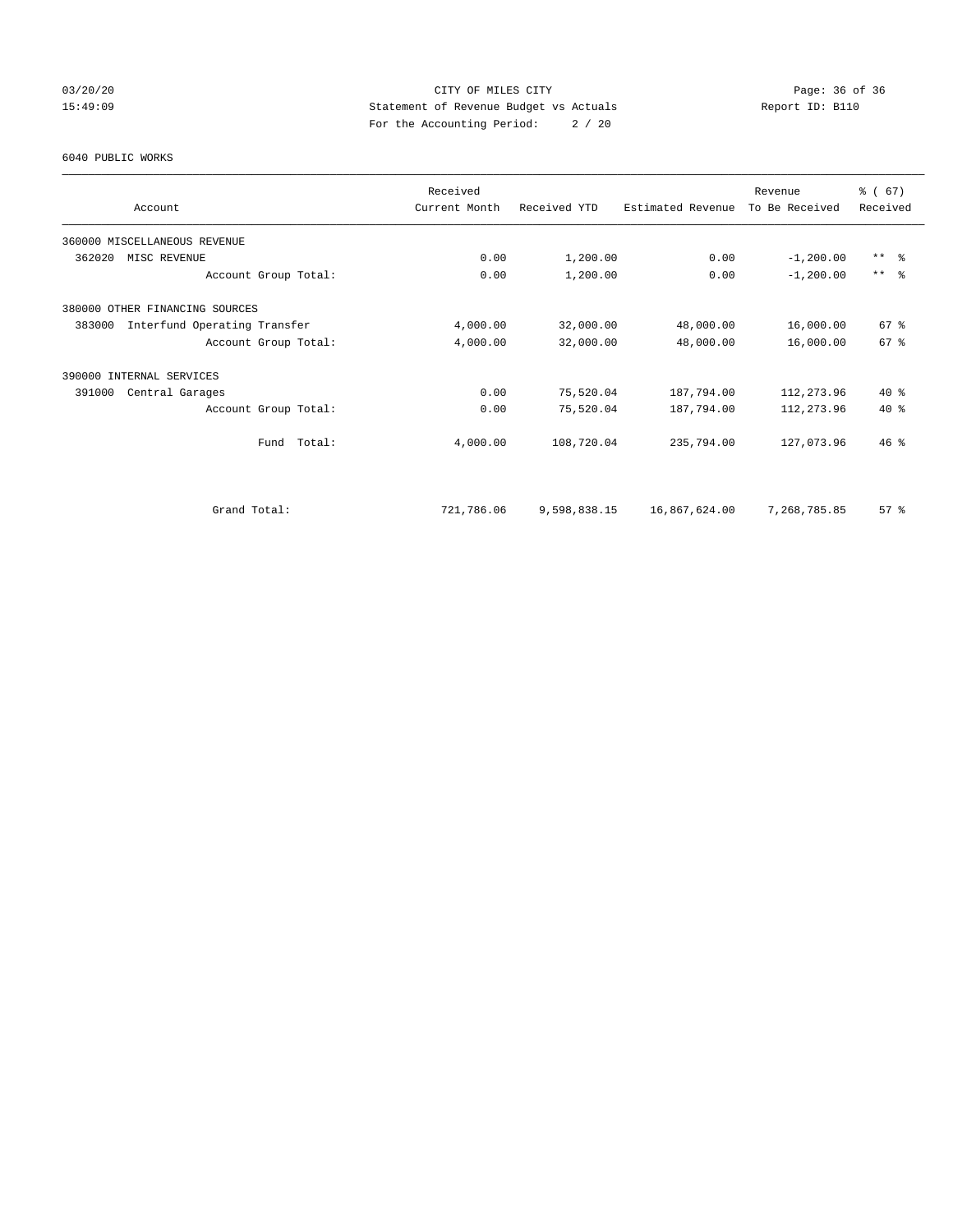CITY OF MILES CITY
Statement of Revenue Budget vs Actuals
For the Accounting Period: 2 / 20

03/20/20
15:49:09

Report ID: B110

6040 PUBLIC WORKS

| Account | Received Current Month | Received YTD | Estimated Revenue | Revenue To Be Received | % ( 67) Received |
|---|---|---|---|---|---|
| 360000 MISCELLANEOUS REVENUE | | | | | |
| 362020 MISC REVENUE | 0.00 | 1,200.00 | 0.00 | -1,200.00 | ** % |
| Account Group Total: | 0.00 | 1,200.00 | 0.00 | -1,200.00 | ** % |
| 380000 OTHER FINANCING SOURCES | | | | | |
| 383000 Interfund Operating Transfer | 4,000.00 | 32,000.00 | 48,000.00 | 16,000.00 | 67 % |
| Account Group Total: | 4,000.00 | 32,000.00 | 48,000.00 | 16,000.00 | 67 % |
| 390000 INTERNAL SERVICES | | | | | |
| 391000 Central Garages | 0.00 | 75,520.04 | 187,794.00 | 112,273.96 | 40 % |
| Account Group Total: | 0.00 | 75,520.04 | 187,794.00 | 112,273.96 | 40 % |
| Fund Total: | 4,000.00 | 108,720.04 | 235,794.00 | 127,073.96 | 46 % |
| Grand Total: | 721,786.06 | 9,598,838.15 | 16,867,624.00 | 7,268,785.85 | 57 % |